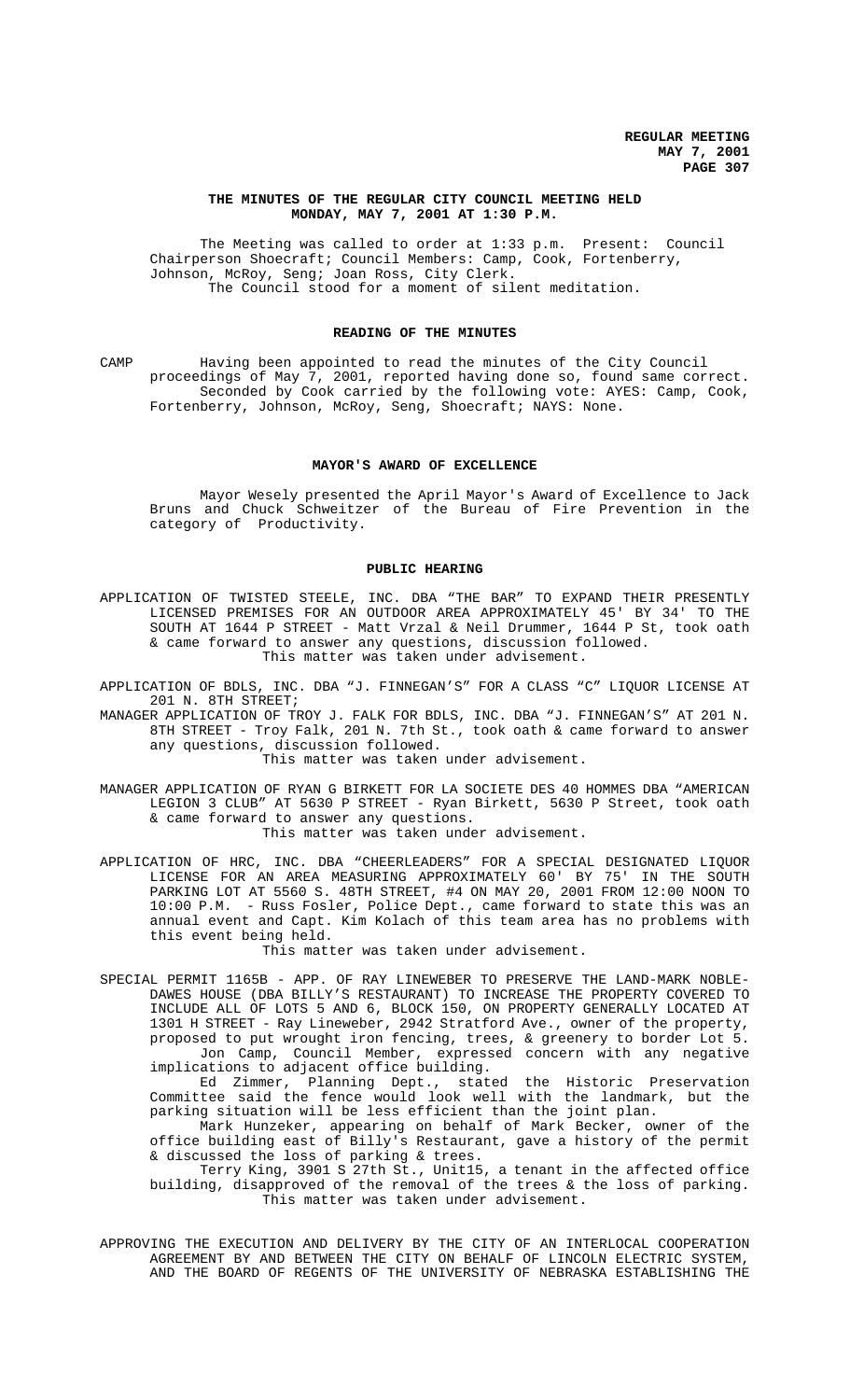**REGULAR MEETING**
**MAY 7, 2001**

**THE MINUTES OF THE REGULAR CITY COUNCIL MEETING HELD MONDAY, MAY 7, 2001 AT 1:30 P.M.**

The Meeting was called to order at 1:33 p.m. Present: Council Chairperson Shoecraft; Council Members: Camp, Cook, Fortenberry, Johnson, McRoy, Seng; Joan Ross, City Clerk.
The Council stood for a moment of silent meditation.

**READING OF THE MINUTES**

CAMP Having been appointed to read the minutes of the City Council proceedings of May 7, 2001, reported having done so, found same correct.
Seconded by Cook carried by the following vote: AYES: Camp, Cook, Fortenberry, Johnson, McRoy, Seng, Shoecraft; NAYS: None.

**MAYOR'S AWARD OF EXCELLENCE**

Mayor Wesely presented the April Mayor's Award of Excellence to Jack Bruns and Chuck Schweitzer of the Bureau of Fire Prevention in the category of Productivity.

**PUBLIC HEARING**

APPLICATION OF TWISTED STEELE, INC. DBA "THE BAR" TO EXPAND THEIR PRESENTLY LICENSED PREMISES FOR AN OUTDOOR AREA APPROXIMATELY 45' BY 34' TO THE SOUTH AT 1644 P STREET - Matt Vrzal & Neil Drummer, 1644 P St, took oath & came forward to answer any questions, discussion followed.
This matter was taken under advisement.

APPLICATION OF BDLS, INC. DBA "J. FINNEGAN'S" FOR A CLASS "C" LIQUOR LICENSE AT 201 N. 8TH STREET;

MANAGER APPLICATION OF TROY J. FALK FOR BDLS, INC. DBA "J. FINNEGAN'S" AT 201 N. 8TH STREET - Troy Falk, 201 N. 7th St., took oath & came forward to answer any questions, discussion followed.
This matter was taken under advisement.

MANAGER APPLICATION OF RYAN G BIRKETT FOR LA SOCIETE DES 40 HOMMES DBA "AMERICAN LEGION 3 CLUB" AT 5630 P STREET - Ryan Birkett, 5630 P Street, took oath & came forward to answer any questions.
This matter was taken under advisement.

APPLICATION OF HRC, INC. DBA "CHEERLEADERS" FOR A SPECIAL DESIGNATED LIQUOR LICENSE FOR AN AREA MEASURING APPROXIMATELY 60' BY 75' IN THE SOUTH PARKING LOT AT 5560 S. 48TH STREET, #4 ON MAY 20, 2001 FROM 12:00 NOON TO 10:00 P.M. - Russ Fosler, Police Dept., came forward to state this was an annual event and Capt. Kim Kolach of this team area has no problems with this event being held.
This matter was taken under advisement.

SPECIAL PERMIT 1165B - APP. OF RAY LINEWEBER TO PRESERVE THE LAND-MARK NOBLE-DAWES HOUSE (DBA BILLY'S RESTAURANT) TO INCREASE THE PROPERTY COVERED TO INCLUDE ALL OF LOTS 5 AND 6, BLOCK 150, ON PROPERTY GENERALLY LOCATED AT 1301 H STREET - Ray Lineweber, 2942 Stratford Ave., owner of the property, proposed to put wrought iron fencing, trees, & greenery to border Lot 5.
Jon Camp, Council Member, expressed concern with any negative implications to adjacent office building.
Ed Zimmer, Planning Dept., stated the Historic Preservation Committee said the fence would look well with the landmark, but the parking situation will be less efficient than the joint plan.
Mark Hunzeker, appearing on behalf of Mark Becker, owner of the office building east of Billy's Restaurant, gave a history of the permit & discussed the loss of parking & trees.
Terry King, 3901 S 27th St., Unit15, a tenant in the affected office building, disapproved of the removal of the trees & the loss of parking.
This matter was taken under advisement.

APPROVING THE EXECUTION AND DELIVERY BY THE CITY OF AN INTERLOCAL COOPERATION AGREEMENT BY AND BETWEEN THE CITY ON BEHALF OF LINCOLN ELECTRIC SYSTEM, AND THE BOARD OF REGENTS OF THE UNIVERSITY OF NEBRASKA ESTABLISHING THE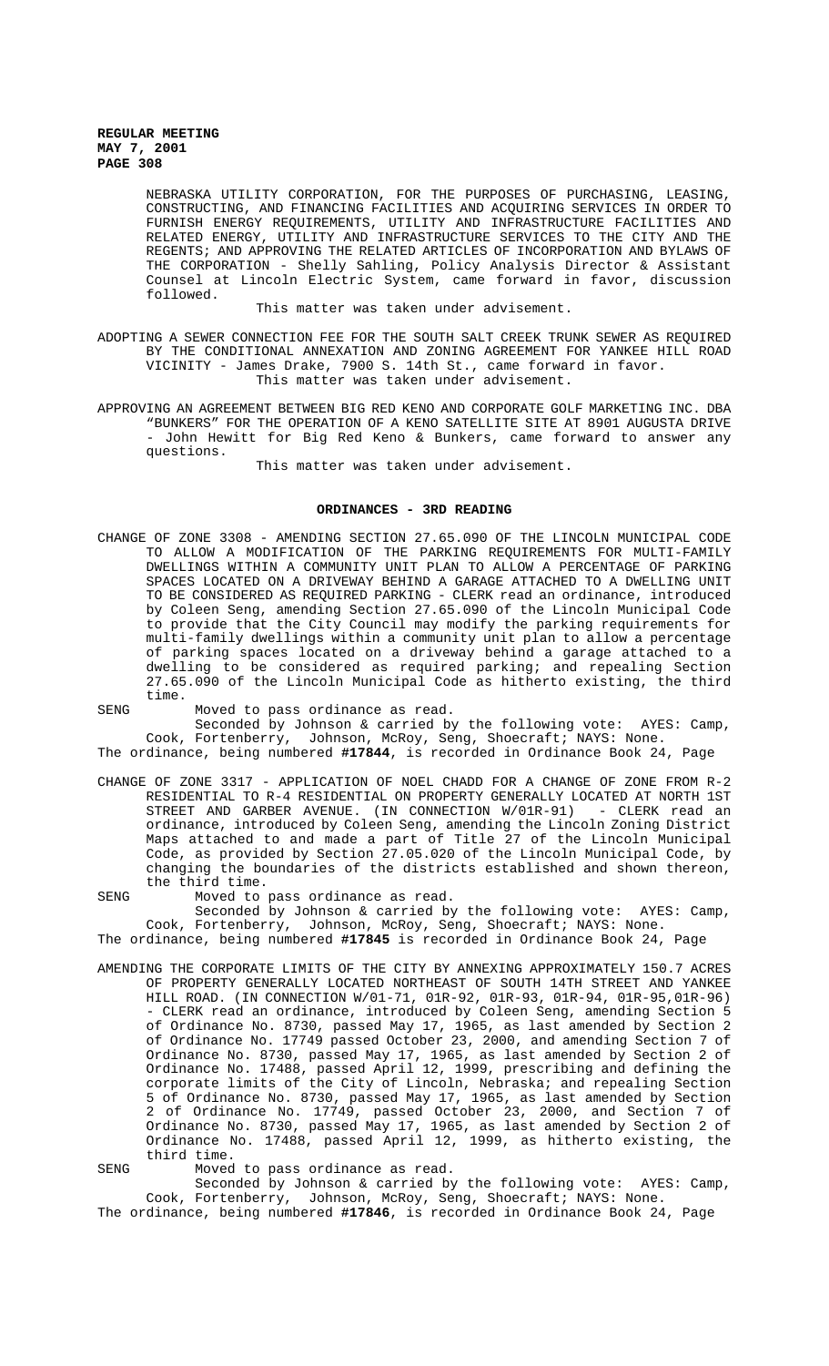NEBRASKA UTILITY CORPORATION, FOR THE PURPOSES OF PURCHASING, LEASING, CONSTRUCTING, AND FINANCING FACILITIES AND ACQUIRING SERVICES IN ORDER TO FURNISH ENERGY REQUIREMENTS, UTILITY AND INFRASTRUCTURE FACILITIES AND RELATED ENERGY, UTILITY AND INFRASTRUCTURE SERVICES TO THE CITY AND THE REGENTS; AND APPROVING THE RELATED ARTICLES OF INCORPORATION AND BYLAWS OF THE CORPORATION - Shelly Sahling, Policy Analysis Director & Assistant Counsel at Lincoln Electric System, came forward in favor, discussion followed.

This matter was taken under advisement.

ADOPTING A SEWER CONNECTION FEE FOR THE SOUTH SALT CREEK TRUNK SEWER AS REQUIRED BY THE CONDITIONAL ANNEXATION AND ZONING AGREEMENT FOR YANKEE HILL ROAD VICINITY - James Drake, 7900 S. 14th St., came forward in favor.

This matter was taken under advisement.

APPROVING AN AGREEMENT BETWEEN BIG RED KENO AND CORPORATE GOLF MARKETING INC. DBA "BUNKERS" FOR THE OPERATION OF A KENO SATELLITE SITE AT 8901 AUGUSTA DRIVE - John Hewitt for Big Red Keno & Bunkers, came forward to answer any questions.

This matter was taken under advisement.

## ORDINANCES - 3RD READING

CHANGE OF ZONE 3308 - AMENDING SECTION 27.65.090 OF THE LINCOLN MUNICIPAL CODE TO ALLOW A MODIFICATION OF THE PARKING REQUIREMENTS FOR MULTI-FAMILY DWELLINGS WITHIN A COMMUNITY UNIT PLAN TO ALLOW A PERCENTAGE OF PARKING SPACES LOCATED ON A DRIVEWAY BEHIND A GARAGE ATTACHED TO A DWELLING UNIT TO BE CONSIDERED AS REQUIRED PARKING - CLERK read an ordinance, introduced by Coleen Seng, amending Section 27.65.090 of the Lincoln Municipal Code to provide that the City Council may modify the parking requirements for multi-family dwellings within a community unit plan to allow a percentage of parking spaces located on a driveway behind a garage attached to a dwelling to be considered as required parking; and repealing Section 27.65.090 of the Lincoln Municipal Code as hitherto existing, the third time.

SENG Moved to pass ordinance as read.

Seconded by Johnson & carried by the following vote: AYES: Camp, Cook, Fortenberry, Johnson, McRoy, Seng, Shoecraft; NAYS: None.

The ordinance, being numbered **#17844**, is recorded in Ordinance Book 24, Page

CHANGE OF ZONE 3317 - APPLICATION OF NOEL CHADD FOR A CHANGE OF ZONE FROM R-2 RESIDENTIAL TO R-4 RESIDENTIAL ON PROPERTY GENERALLY LOCATED AT NORTH 1ST STREET AND GARBER AVENUE. (IN CONNECTION W/01R-91) - CLERK read an ordinance, introduced by Coleen Seng, amending the Lincoln Zoning District Maps attached to and made a part of Title 27 of the Lincoln Municipal Code, as provided by Section 27.05.020 of the Lincoln Municipal Code, by changing the boundaries of the districts established and shown thereon, the third time.

SENG Moved to pass ordinance as read.

Seconded by Johnson & carried by the following vote: AYES: Camp, Cook, Fortenberry, Johnson, McRoy, Seng, Shoecraft; NAYS: None.

The ordinance, being numbered **#17845** is recorded in Ordinance Book 24, Page

AMENDING THE CORPORATE LIMITS OF THE CITY BY ANNEXING APPROXIMATELY 150.7 ACRES OF PROPERTY GENERALLY LOCATED NORTHEAST OF SOUTH 14TH STREET AND YANKEE HILL ROAD. (IN CONNECTION W/01-71, 01R-92, 01R-93, 01R-94, 01R-95,01R-96) - CLERK read an ordinance, introduced by Coleen Seng, amending Section 5 of Ordinance No. 8730, passed May 17, 1965, as last amended by Section 2 of Ordinance No. 17749 passed October 23, 2000, and amending Section 7 of Ordinance No. 8730, passed May 17, 1965, as last amended by Section 2 of Ordinance No. 17488, passed April 12, 1999, prescribing and defining the corporate limits of the City of Lincoln, Nebraska; and repealing Section 5 of Ordinance No. 8730, passed May 17, 1965, as last amended by Section 2 of Ordinance No. 17749, passed October 23, 2000, and Section 7 of Ordinance No. 8730, passed May 17, 1965, as last amended by Section 2 of Ordinance No. 17488, passed April 12, 1999, as hitherto existing, the third time.

SENG Moved to pass ordinance as read.

Seconded by Johnson & carried by the following vote: AYES: Camp, Cook, Fortenberry, Johnson, McRoy, Seng, Shoecraft; NAYS: None.

The ordinance, being numbered **#17846**, is recorded in Ordinance Book 24, Page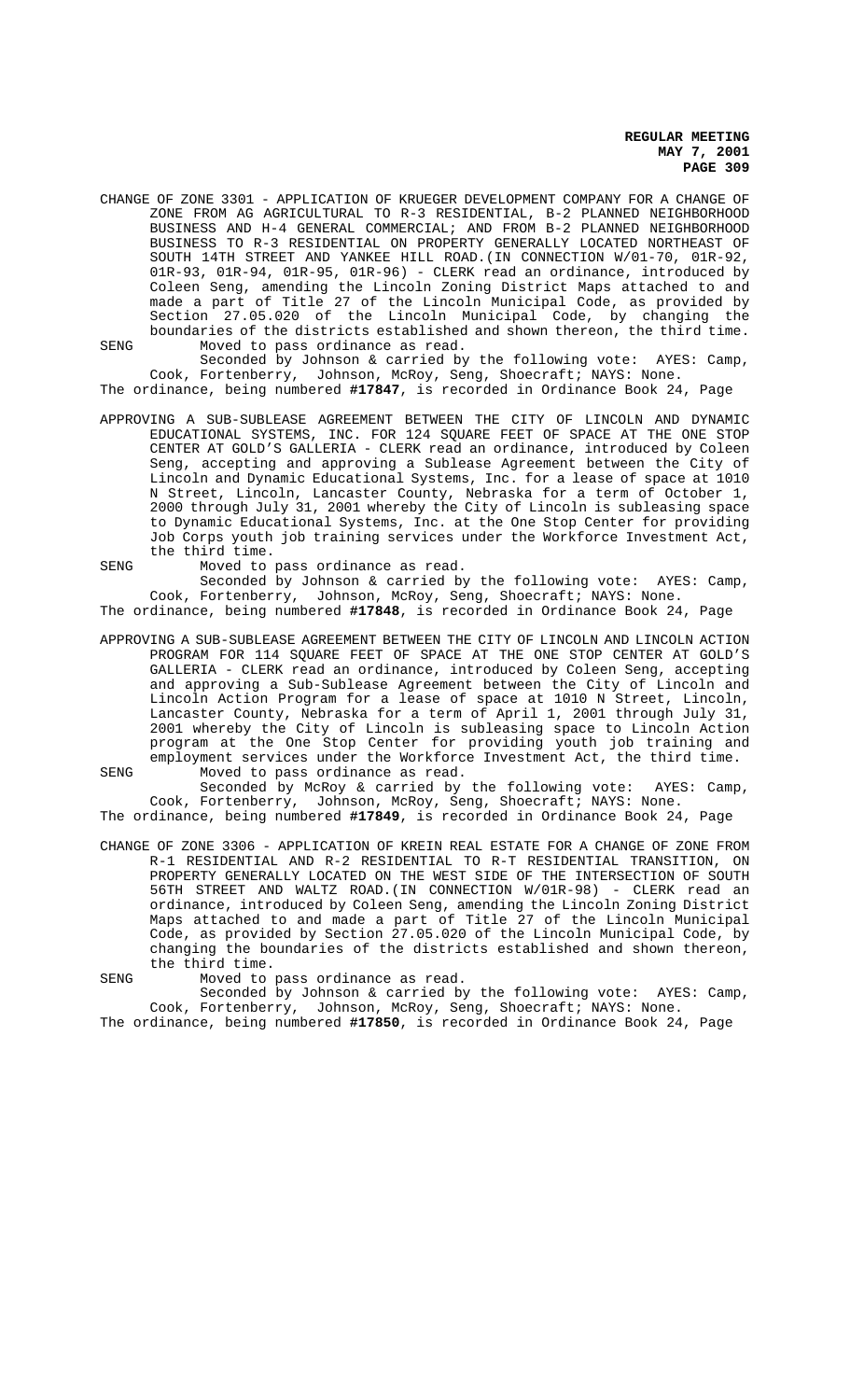CHANGE OF ZONE 3301 - APPLICATION OF KRUEGER DEVELOPMENT COMPANY FOR A CHANGE OF ZONE FROM AG AGRICULTURAL TO R-3 RESIDENTIAL, B-2 PLANNED NEIGHBORHOOD BUSINESS AND H-4 GENERAL COMMERCIAL; AND FROM B-2 PLANNED NEIGHBORHOOD BUSINESS TO R-3 RESIDENTIAL ON PROPERTY GENERALLY LOCATED NORTHEAST OF SOUTH 14TH STREET AND YANKEE HILL ROAD.(IN CONNECTION W/01-70, 01R-92, 01R-93, 01R-94, 01R-95, 01R-96) - CLERK read an ordinance, introduced by Coleen Seng, amending the Lincoln Zoning District Maps attached to and made a part of Title 27 of the Lincoln Municipal Code, as provided by Section 27.05.020 of the Lincoln Municipal Code, by changing the boundaries of the districts established and shown thereon, the third time.

SENG Moved to pass ordinance as read.

Seconded by Johnson & carried by the following vote: AYES: Camp, Cook, Fortenberry, Johnson, McRoy, Seng, Shoecraft; NAYS: None.

The ordinance, being numbered **#17847**, is recorded in Ordinance Book 24, Page

APPROVING A SUB-SUBLEASE AGREEMENT BETWEEN THE CITY OF LINCOLN AND DYNAMIC EDUCATIONAL SYSTEMS, INC. FOR 124 SQUARE FEET OF SPACE AT THE ONE STOP CENTER AT GOLD'S GALLERIA - CLERK read an ordinance, introduced by Coleen Seng, accepting and approving a Sublease Agreement between the City of Lincoln and Dynamic Educational Systems, Inc. for a lease of space at 1010 N Street, Lincoln, Lancaster County, Nebraska for a term of October 1, 2000 through July 31, 2001 whereby the City of Lincoln is subleasing space to Dynamic Educational Systems, Inc. at the One Stop Center for providing Job Corps youth job training services under the Workforce Investment Act, the third time.

SENG Moved to pass ordinance as read.

Seconded by Johnson & carried by the following vote: AYES: Camp, Cook, Fortenberry, Johnson, McRoy, Seng, Shoecraft; NAYS: None.

The ordinance, being numbered **#17848**, is recorded in Ordinance Book 24, Page

APPROVING A SUB-SUBLEASE AGREEMENT BETWEEN THE CITY OF LINCOLN AND LINCOLN ACTION PROGRAM FOR 114 SQUARE FEET OF SPACE AT THE ONE STOP CENTER AT GOLD'S GALLERIA - CLERK read an ordinance, introduced by Coleen Seng, accepting and approving a Sub-Sublease Agreement between the City of Lincoln and Lincoln Action Program for a lease of space at 1010 N Street, Lincoln, Lancaster County, Nebraska for a term of April 1, 2001 through July 31, 2001 whereby the City of Lincoln is subleasing space to Lincoln Action program at the One Stop Center for providing youth job training and employment services under the Workforce Investment Act, the third time.

SENG Moved to pass ordinance as read.

Seconded by McRoy & carried by the following vote: AYES: Camp, Cook, Fortenberry, Johnson, McRoy, Seng, Shoecraft; NAYS: None.

The ordinance, being numbered **#17849**, is recorded in Ordinance Book 24, Page

CHANGE OF ZONE 3306 - APPLICATION OF KREIN REAL ESTATE FOR A CHANGE OF ZONE FROM R-1 RESIDENTIAL AND R-2 RESIDENTIAL TO R-T RESIDENTIAL TRANSITION, ON PROPERTY GENERALLY LOCATED ON THE WEST SIDE OF THE INTERSECTION OF SOUTH 56TH STREET AND WALTZ ROAD.(IN CONNECTION W/01R-98) - CLERK read an ordinance, introduced by Coleen Seng, amending the Lincoln Zoning District Maps attached to and made a part of Title 27 of the Lincoln Municipal Code, as provided by Section 27.05.020 of the Lincoln Municipal Code, by changing the boundaries of the districts established and shown thereon, the third time.

SENG Moved to pass ordinance as read.

Seconded by Johnson & carried by the following vote: AYES: Camp, Cook, Fortenberry, Johnson, McRoy, Seng, Shoecraft; NAYS: None.

The ordinance, being numbered **#17850**, is recorded in Ordinance Book 24, Page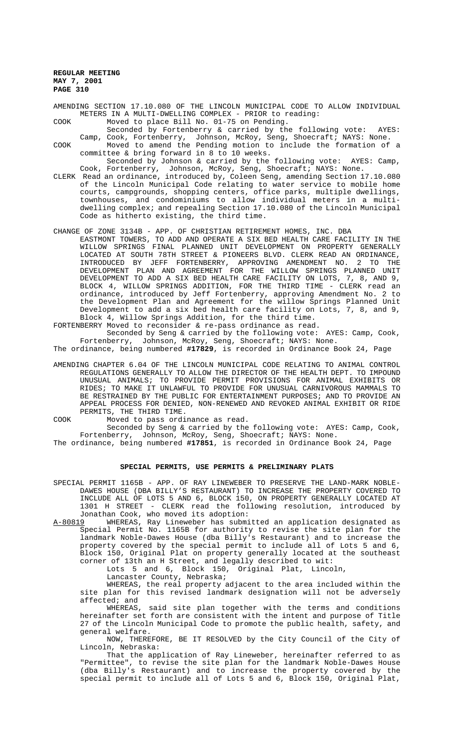AMENDING SECTION 17.10.080 OF THE LINCOLN MUNICIPAL CODE TO ALLOW INDIVIDUAL METERS IN A MULTI-DWELLING COMPLEX - PRIOR to reading:

COOK Moved to place Bill No. 01-75 on Pending.

Seconded by Fortenberry & carried by the following vote: AYES: Camp, Cook, Fortenberry, Johnson, McRoy, Seng, Shoecraft; NAYS: None.

COOK Moved to amend the Pending motion to include the formation of a committee & bring forward in 8 to 10 weeks.

Seconded by Johnson & carried by the following vote: AYES: Camp, Cook, Fortenberry, Johnson, McRoy, Seng, Shoecraft; NAYS: None.

CLERK Read an ordinance, introduced by, Coleen Seng, amending Section 17.10.080 of the Lincoln Municipal Code relating to water service to mobile home courts, campgrounds, shopping centers, office parks, multiple dwellings, townhouses, and condominiums to allow individual meters in a multi-dwelling complex; and repealing Section 17.10.080 of the Lincoln Municipal Code as hitherto existing, the third time.

CHANGE OF ZONE 3134B - APP. OF CHRISTIAN RETIREMENT HOMES, INC. DBA EASTMONT TOWERS, TO ADD AND OPERATE A SIX BED HEALTH CARE FACILITY IN THE WILLOW SPRINGS FINAL PLANNED UNIT DEVELOPMENT ON PROPERTY GENERALLY LOCATED AT SOUTH 78TH STREET & PIONEERS BLVD. CLERK READ AN ORDINANCE, INTRODUCED BY JEFF FORTENBERRY, APPROVING AMENDMENT NO. 2 TO THE DEVELOPMENT PLAN AND AGREEMENT FOR THE WILLOW SPRINGS PLANNED UNIT DEVELOPMENT TO ADD A SIX BED HEALTH CARE FACILITY ON LOTS, 7, 8, AND 9, BLOCK 4, WILLOW SPRINGS ADDITION, FOR THE THIRD TIME - CLERK read an ordinance, introduced by Jeff Fortenberry, approving Amendment No. 2 to the Development Plan and Agreement for the willow Springs Planned Unit Development to add a six bed health care facility on Lots, 7, 8, and 9, Block 4, Willow Springs Addition, for the third time.

FORTENBERRY Moved to reconsider & re-pass ordinance as read.

Seconded by Seng & carried by the following vote: AYES: Camp, Cook, Fortenberry, Johnson, McRoy, Seng, Shoecraft; NAYS: None.

The ordinance, being numbered **#17829**, is recorded in Ordinance Book 24, Page

AMENDING CHAPTER 6.04 OF THE LINCOLN MUNICIPAL CODE RELATING TO ANIMAL CONTROL REGULATIONS GENERALLY TO ALLOW THE DIRECTOR OF THE HEALTH DEPT. TO IMPOUND UNUSUAL ANIMALS; TO PROVIDE PERMIT PROVISIONS FOR ANIMAL EXHIBITS OR RIDES; TO MAKE IT UNLAWFUL TO PROVIDE FOR UNUSUAL CARNIVOROUS MAMMALS TO BE RESTRAINED BY THE PUBLIC FOR ENTERTAINMENT PURPOSES; AND TO PROVIDE AN APPEAL PROCESS FOR DENIED, NON-RENEWED AND REVOKED ANIMAL EXHIBIT OR RIDE PERMITS, THE THIRD TIME.

COOK Moved to pass ordinance as read.

Seconded by Seng & carried by the following vote: AYES: Camp, Cook, Fortenberry, Johnson, McRoy, Seng, Shoecraft; NAYS: None.

The ordinance, being numbered **#17851**, is recorded in Ordinance Book 24, Page

## SPECIAL PERMITS, USE PERMITS & PRELIMINARY PLATS

SPECIAL PERMIT 1165B - APP. OF RAY LINEWEBER TO PRESERVE THE LAND-MARK NOBLE-DAWES HOUSE (DBA BILLY'S RESTAURANT) TO INCREASE THE PROPERTY COVERED TO INCLUDE ALL OF LOTS 5 AND 6, BLOCK 150, ON PROPERTY GENERALLY LOCATED AT 1301 H STREET - CLERK read the following resolution, introduced by Jonathan Cook, who moved its adoption:

A-80819 WHEREAS, Ray Lineweber has submitted an application designated as Special Permit No. 1165B for authority to revise the site plan for the landmark Noble-Dawes House (dba Billy's Restaurant) and to increase the property covered by the special permit to include all of Lots 5 and 6, Block 150, Original Plat on property generally located at the southeast corner of 13th an H Street, and legally described to wit:

Lots 5 and 6, Block 150, Original Plat, Lincoln, Lancaster County, Nebraska;

WHEREAS, the real property adjacent to the area included within the site plan for this revised landmark designation will not be adversely affected; and

WHEREAS, said site plan together with the terms and conditions hereinafter set forth are consistent with the intent and purpose of Title 27 of the Lincoln Municipal Code to promote the public health, safety, and general welfare.

NOW, THEREFORE, BE IT RESOLVED by the City Council of the City of Lincoln, Nebraska:

That the application of Ray Lineweber, hereinafter referred to as "Permittee", to revise the site plan for the landmark Noble-Dawes House (dba Billy's Restaurant) and to increase the property covered by the special permit to include all of Lots 5 and 6, Block 150, Original Plat,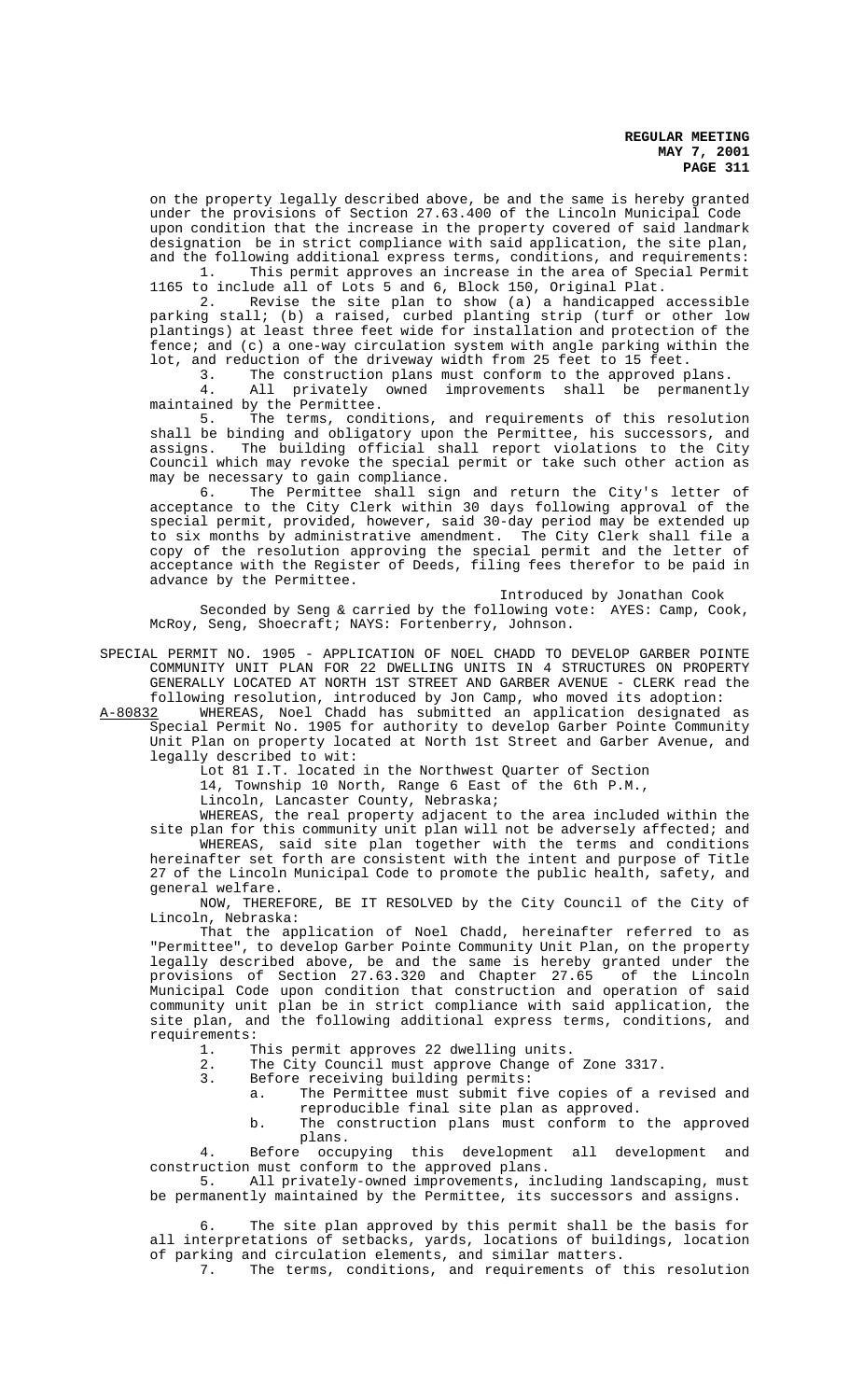on the property legally described above, be and the same is hereby granted under the provisions of Section 27.63.400 of the Lincoln Municipal Code upon condition that the increase in the property covered of said landmark designation be in strict compliance with said application, the site plan, and the following additional express terms, conditions, and requirements:

1. This permit approves an increase in the area of Special Permit 1165 to include all of Lots 5 and 6, Block 150, Original Plat.
2. Revise the site plan to show (a) a handicapped accessible parking stall; (b) a raised, curbed planting strip (turf or other low plantings) at least three feet wide for installation and protection of the fence; and (c) a one-way circulation system with angle parking within the lot, and reduction of the driveway width from 25 feet to 15 feet.
3. The construction plans must conform to the approved plans.
4. All privately owned improvements shall be permanently maintained by the Permittee.
5. The terms, conditions, and requirements of this resolution shall be binding and obligatory upon the Permittee, his successors, and assigns. The building official shall report violations to the City Council which may revoke the special permit or take such other action as may be necessary to gain compliance.
6. The Permittee shall sign and return the City's letter of acceptance to the City Clerk within 30 days following approval of the special permit, provided, however, said 30-day period may be extended up to six months by administrative amendment. The City Clerk shall file a copy of the resolution approving the special permit and the letter of acceptance with the Register of Deeds, filing fees therefor to be paid in advance by the Permittee.

Introduced by Jonathan Cook

Seconded by Seng & carried by the following vote: AYES: Camp, Cook, McRoy, Seng, Shoecraft; NAYS: Fortenberry, Johnson.

SPECIAL PERMIT NO. 1905 - APPLICATION OF NOEL CHADD TO DEVELOP GARBER POINTE COMMUNITY UNIT PLAN FOR 22 DWELLING UNITS IN 4 STRUCTURES ON PROPERTY GENERALLY LOCATED AT NORTH 1ST STREET AND GARBER AVENUE - CLERK read the following resolution, introduced by Jon Camp, who moved its adoption:

A-80832 WHEREAS, Noel Chadd has submitted an application designated as Special Permit No. 1905 for authority to develop Garber Pointe Community Unit Plan on property located at North 1st Street and Garber Avenue, and legally described to wit:

Lot 81 I.T. located in the Northwest Quarter of Section 14, Township 10 North, Range 6 East of the 6th P.M., Lincoln, Lancaster County, Nebraska;

WHEREAS, the real property adjacent to the area included within the site plan for this community unit plan will not be adversely affected; and

WHEREAS, said site plan together with the terms and conditions hereinafter set forth are consistent with the intent and purpose of Title 27 of the Lincoln Municipal Code to promote the public health, safety, and general welfare.

NOW, THEREFORE, BE IT RESOLVED by the City Council of the City of Lincoln, Nebraska:

That the application of Noel Chadd, hereinafter referred to as "Permittee", to develop Garber Pointe Community Unit Plan, on the property legally described above, be and the same is hereby granted under the provisions of Section 27.63.320 and Chapter 27.65 of the Lincoln Municipal Code upon condition that construction and operation of said community unit plan be in strict compliance with said application, the site plan, and the following additional express terms, conditions, and requirements:

1. This permit approves 22 dwelling units.
2. The City Council must approve Change of Zone 3317.
3. Before receiving building permits:
   a. The Permittee must submit five copies of a revised and reproducible final site plan as approved.
   b. The construction plans must conform to the approved plans.
4. Before occupying this development all development and construction must conform to the approved plans.
5. All privately-owned improvements, including landscaping, must be permanently maintained by the Permittee, its successors and assigns.
6. The site plan approved by this permit shall be the basis for all interpretations of setbacks, yards, locations of buildings, location of parking and circulation elements, and similar matters.
7. The terms, conditions, and requirements of this resolution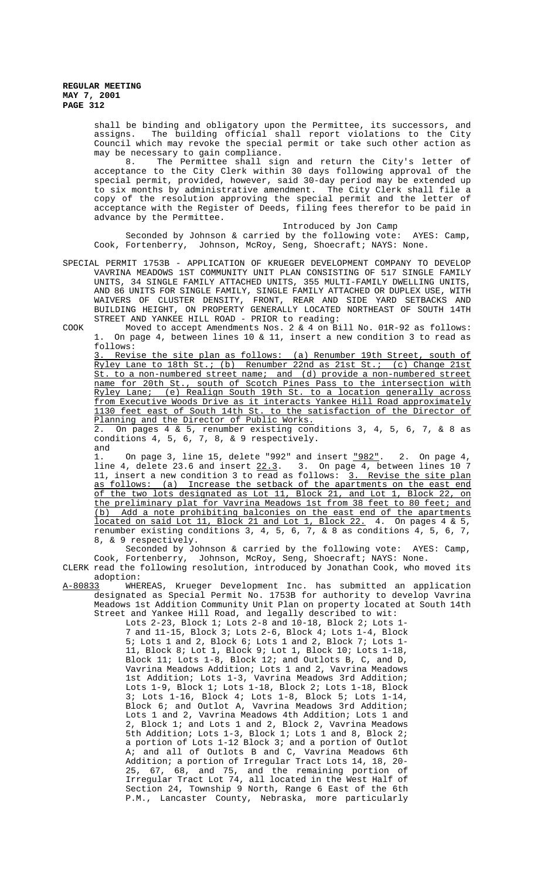shall be binding and obligatory upon the Permittee, its successors, and assigns. The building official shall report violations to the City Council which may revoke the special permit or take such other action as may be necessary to gain compliance.

8. The Permittee shall sign and return the City's letter of acceptance to the City Clerk within 30 days following approval of the special permit, provided, however, said 30-day period may be extended up to six months by administrative amendment. The City Clerk shall file a copy of the resolution approving the special permit and the letter of acceptance with the Register of Deeds, filing fees therefor to be paid in advance by the Permittee.

Introduced by Jon Camp

Seconded by Johnson & carried by the following vote: AYES: Camp, Cook, Fortenberry, Johnson, McRoy, Seng, Shoecraft; NAYS: None.

SPECIAL PERMIT 1753B - APPLICATION OF KRUEGER DEVELOPMENT COMPANY TO DEVELOP VAVRINA MEADOWS 1ST COMMUNITY UNIT PLAN CONSISTING OF 517 SINGLE FAMILY UNITS, 34 SINGLE FAMILY ATTACHED UNITS, 355 MULTI-FAMILY DWELLING UNITS, AND 86 UNITS FOR SINGLE FAMILY, SINGLE FAMILY ATTACHED OR DUPLEX USE, WITH WAIVERS OF CLUSTER DENSITY, FRONT, REAR AND SIDE YARD SETBACKS AND BUILDING HEIGHT, ON PROPERTY GENERALLY LOCATED NORTHEAST OF SOUTH 14TH STREET AND YANKEE HILL ROAD - PRIOR to reading:

COOK Moved to accept Amendments Nos. 2 & 4 on Bill No. 01R-92 as follows:
1. On page 4, between lines 10 & 11, insert a new condition 3 to read as follows:
3. Revise the site plan as follows: (a) Renumber 19th Street, south of Ryley Lane to 18th St.; (b) Renumber 22nd as 21st St.; (c) Change 21st St. to a non-numbered street name; and (d) provide a non-numbered street name for 20th St., south of Scotch Pines Pass to the intersection with Ryley Lane; (e) Realign South 19th St. to a location generally across from Executive Woods Drive as it interacts Yankee Hill Road approximately 1130 feet east of South 14th St. to the satisfaction of the Director of Planning and the Director of Public Works.
2. On pages 4 & 5, renumber existing conditions 3, 4, 5, 6, 7, & 8 as conditions 4, 5, 6, 7, 8, & 9 respectively.
and
1. On page 3, line 15, delete "992" and insert "982". 2. On page 4, line 4, delete 23.6 and insert 22.3. 3. On page 4, between lines 10 7 11, insert a new condition 3 to read as follows: 3. Revise the site plan as follows: (a) Increase the setback of the apartments on the east end of the two lots designated as Lot 11, Block 21, and Lot 1, Block 22, on the preliminary plat for Vavrina Meadows 1st from 38 feet to 80 feet; and (b) Add a note prohibiting balconies on the east end of the apartments located on said Lot 11, Block 21 and Lot 1, Block 22. 4. On pages 4 & 5, renumber existing conditions 3, 4, 5, 6, 7, & 8 as conditions 4, 5, 6, 7, 8, & 9 respectively.

Seconded by Johnson & carried by the following vote: AYES: Camp, Cook, Fortenberry, Johnson, McRoy, Seng, Shoecraft; NAYS: None.

CLERK read the following resolution, introduced by Jonathan Cook, who moved its adoption:

A-80833 WHEREAS, Krueger Development Inc. has submitted an application designated as Special Permit No. 1753B for authority to develop Vavrina Meadows 1st Addition Community Unit Plan on property located at South 14th Street and Yankee Hill Road, and legally described to wit:

Lots 2-23, Block 1; Lots 2-8 and 10-18, Block 2; Lots 1-7 and 11-15, Block 3; Lots 2-6, Block 4; Lots 1-4, Block 5; Lots 1 and 2, Block 6; Lots 1 and 2, Block 7; Lots 1-11, Block 8; Lot 1, Block 9; Lot 1, Block 10; Lots 1-18, Block 11; Lots 1-8, Block 12; and Outlots B, C, and D, Vavrina Meadows Addition; Lots 1 and 2, Vavrina Meadows 1st Addition; Lots 1-3, Vavrina Meadows 3rd Addition; Lots 1-9, Block 1; Lots 1-18, Block 2; Lots 1-18, Block 3; Lots 1-16, Block 4; Lots 1-8, Block 5; Lots 1-14, Block 6; and Outlot A, Vavrina Meadows 3rd Addition; Lots 1 and 2, Vavrina Meadows 4th Addition; Lots 1 and 2, Block 1; and Lots 1 and 2, Block 2, Vavrina Meadows 5th Addition; Lots 1-3, Block 1; Lots 1 and 8, Block 2; a portion of Lots 1-12 Block 3; and a portion of Outlot A; and all of Outlots B and C, Vavrina Meadows 6th Addition; a portion of Irregular Tract Lots 14, 18, 20-25, 67, 68, and 75, and the remaining portion of Irregular Tract Lot 74, all located in the West Half of Section 24, Township 9 North, Range 6 East of the 6th P.M., Lancaster County, Nebraska, more particularly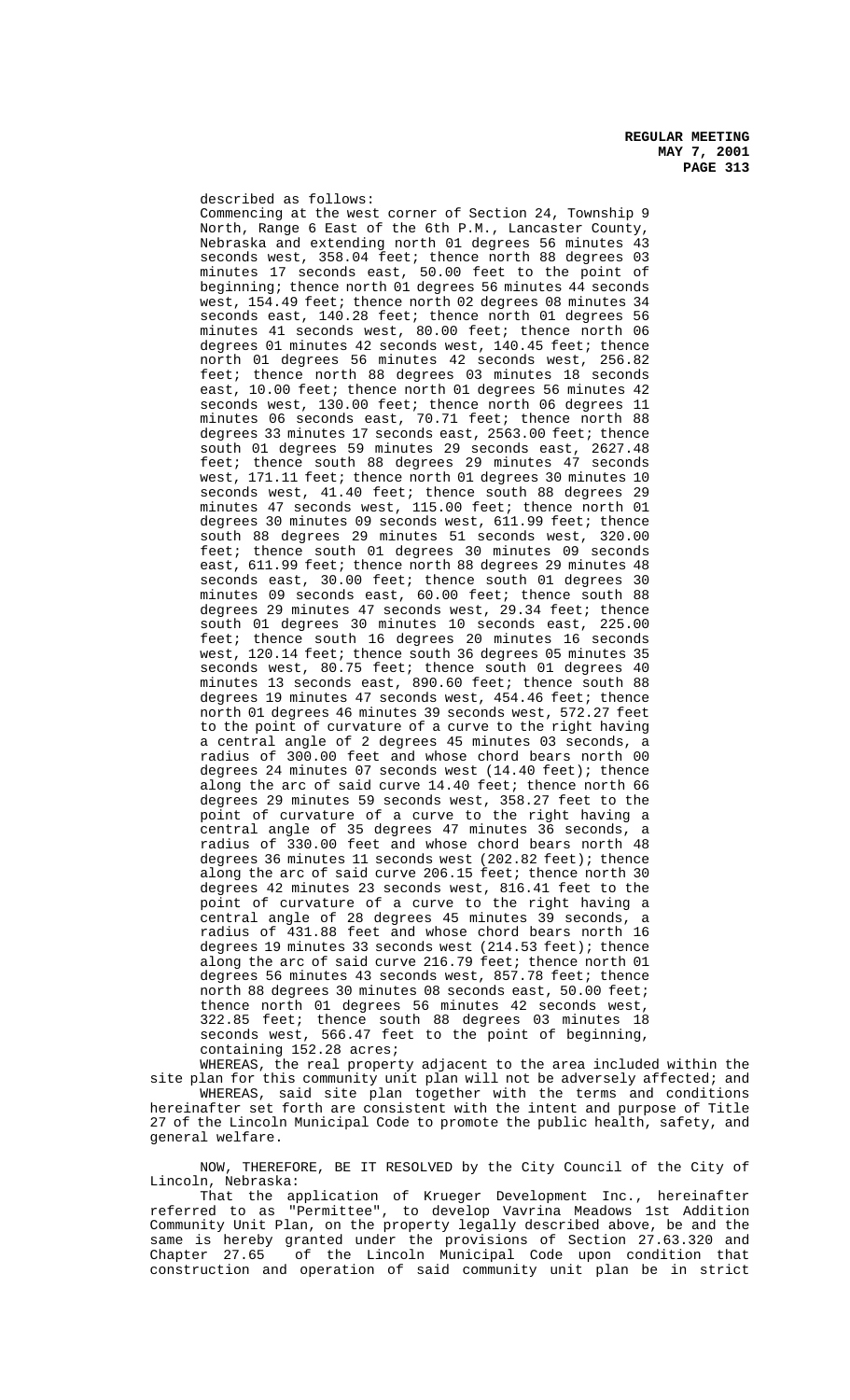described as follows:

Commencing at the west corner of Section 24, Township 9 North, Range 6 East of the 6th P.M., Lancaster County, Nebraska and extending north 01 degrees 56 minutes 43 seconds west, 358.04 feet; thence north 88 degrees 03 minutes 17 seconds east, 50.00 feet to the point of beginning; thence north 01 degrees 56 minutes 44 seconds west, 154.49 feet; thence north 02 degrees 08 minutes 34 seconds east, 140.28 feet; thence north 01 degrees 56 minutes 41 seconds west, 80.00 feet; thence north 06 degrees 01 minutes 42 seconds west, 140.45 feet; thence north 01 degrees 56 minutes 42 seconds west, 256.82 feet; thence north 88 degrees 03 minutes 18 seconds east, 10.00 feet; thence north 01 degrees 56 minutes 42 seconds west, 130.00 feet; thence north 06 degrees 11 minutes 06 seconds east, 70.71 feet; thence north 88 degrees 33 minutes 17 seconds east, 2563.00 feet; thence south 01 degrees 59 minutes 29 seconds east, 2627.48 feet; thence south 88 degrees 29 minutes 47 seconds west, 171.11 feet; thence north 01 degrees 30 minutes 10 seconds west, 41.40 feet; thence south 88 degrees 29 minutes 47 seconds west, 115.00 feet; thence north 01 degrees 30 minutes 09 seconds west, 611.99 feet; thence south 88 degrees 29 minutes 51 seconds west, 320.00 feet; thence south 01 degrees 30 minutes 09 seconds east, 611.99 feet; thence north 88 degrees 29 minutes 48 seconds east, 30.00 feet; thence south 01 degrees 30 minutes 09 seconds east, 60.00 feet; thence south 88 degrees 29 minutes 47 seconds west, 29.34 feet; thence south 01 degrees 30 minutes 10 seconds east, 225.00 feet; thence south 16 degrees 20 minutes 16 seconds west, 120.14 feet; thence south 36 degrees 05 minutes 35 seconds west, 80.75 feet; thence south 01 degrees 40 minutes 13 seconds east, 890.60 feet; thence south 88 degrees 19 minutes 47 seconds west, 454.46 feet; thence north 01 degrees 46 minutes 39 seconds west, 572.27 feet to the point of curvature of a curve to the right having a central angle of 2 degrees 45 minutes 03 seconds, a radius of 300.00 feet and whose chord bears north 00 degrees 24 minutes 07 seconds west (14.40 feet); thence along the arc of said curve 14.40 feet; thence north 66 degrees 29 minutes 59 seconds west, 358.27 feet to the point of curvature of a curve to the right having a central angle of 35 degrees 47 minutes 36 seconds, a radius of 330.00 feet and whose chord bears north 48 degrees 36 minutes 11 seconds west (202.82 feet); thence along the arc of said curve 206.15 feet; thence north 30 degrees 42 minutes 23 seconds west, 816.41 feet to the point of curvature of a curve to the right having a central angle of 28 degrees 45 minutes 39 seconds, a radius of 431.88 feet and whose chord bears north 16 degrees 19 minutes 33 seconds west (214.53 feet); thence along the arc of said curve 216.79 feet; thence north 01 degrees 56 minutes 43 seconds west, 857.78 feet; thence north 88 degrees 30 minutes 08 seconds east, 50.00 feet; thence north 01 degrees 56 minutes 42 seconds west, 322.85 feet; thence south 88 degrees 03 minutes 18 seconds west, 566.47 feet to the point of beginning, containing 152.28 acres;

WHEREAS, the real property adjacent to the area included within the site plan for this community unit plan will not be adversely affected; and

WHEREAS, said site plan together with the terms and conditions hereinafter set forth are consistent with the intent and purpose of Title 27 of the Lincoln Municipal Code to promote the public health, safety, and general welfare.

NOW, THEREFORE, BE IT RESOLVED by the City Council of the City of Lincoln, Nebraska:

That the application of Krueger Development Inc., hereinafter referred to as "Permittee", to develop Vavrina Meadows 1st Addition Community Unit Plan, on the property legally described above, be and the same is hereby granted under the provisions of Section 27.63.320 and Chapter 27.65 of the Lincoln Municipal Code upon condition that construction and operation of said community unit plan be in strict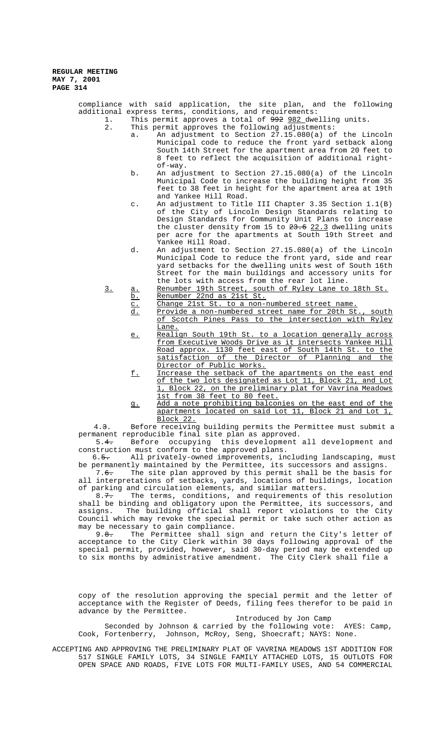compliance with said application, the site plan, and the following additional express terms, conditions, and requirements:

1. This permit approves a total of ~~992~~ 982 dwelling units.
2. This permit approves the following adjustments:
   a. An adjustment to Section 27.15.080(a) of the Lincoln Municipal code to reduce the front yard setback along South 14th Street for the apartment area from 20 feet to 8 feet to reflect the acquisition of additional right-of-way.
   b. An adjustment to Section 27.15.080(a) of the Lincoln Municipal Code to increase the building height from 35 feet to 38 feet in height for the apartment area at 19th and Yankee Hill Road.
   c. An adjustment to Title III Chapter 3.35 Section 1.1(B) of the City of Lincoln Design Standards relating to Design Standards for Community Unit Plans to increase the cluster density from 15 to ~~23.6~~ 22.3 dwelling units per acre for the apartments at South 19th Street and Yankee Hill Road.
   d. An adjustment to Section 27.15.080(a) of the Lincoln Municipal Code to reduce the front yard, side and rear yard setbacks for the dwelling units west of South 16th Street for the main buildings and accessory units for the lots with access from the rear lot line.
3. a. Renumber 19th Street, south of Ryley Lane to 18th St.
   b. Renumber 22nd as 21st St.
   c. Change 21st St. to a non-numbered street name.
   d. Provide a non-numbered street name for 20th St., south of Scotch Pines Pass to the intersection with Ryley Lane.
   e. Realign South 19th St. to a location generally across from Executive Woods Drive as it intersects Yankee Hill Road approx. 1130 feet east of South 14th St. to the satisfaction of the Director of Planning and the Director of Public Works.
   f. Increase the setback of the apartments on the east end of the two lots designated as Lot 11, Block 21, and Lot 1, Block 22, on the preliminary plat for Vavrina Meadows 1st from 38 feet to 80 feet.
   g. Add a note prohibiting balconies on the east end of the apartments located on said Lot 11, Block 21 and Lot 1, Block 22.

4.~~3.~~ Before receiving building permits the Permittee must submit a permanent reproducible final site plan as approved.

5.~~4.~~ Before occupying this development all development and construction must conform to the approved plans.

6.~~5.~~ All privately-owned improvements, including landscaping, must be permanently maintained by the Permittee, its successors and assigns.

7.~~6.~~ The site plan approved by this permit shall be the basis for all interpretations of setbacks, yards, locations of buildings, location of parking and circulation elements, and similar matters.

8.~~7.~~ The terms, conditions, and requirements of this resolution shall be binding and obligatory upon the Permittee, its successors, and assigns. The building official shall report violations to the City Council which may revoke the special permit or take such other action as may be necessary to gain compliance.

9.~~8.~~ The Permittee shall sign and return the City's letter of acceptance to the City Clerk within 30 days following approval of the special permit, provided, however, said 30-day period may be extended up to six months by administrative amendment. The City Clerk shall file a copy of the resolution approving the special permit and the letter of acceptance with the Register of Deeds, filing fees therefor to be paid in advance by the Permittee.

Introduced by Jon Camp

Seconded by Johnson & carried by the following vote: AYES: Camp, Cook, Fortenberry, Johnson, McRoy, Seng, Shoecraft; NAYS: None.

ACCEPTING AND APPROVING THE PRELIMINARY PLAT OF VAVRINA MEADOWS 1ST ADDITION FOR 517 SINGLE FAMILY LOTS, 34 SINGLE FAMILY ATTACHED LOTS, 15 OUTLOTS FOR OPEN SPACE AND ROADS, FIVE LOTS FOR MULTI-FAMILY USES, AND 54 COMMERCIAL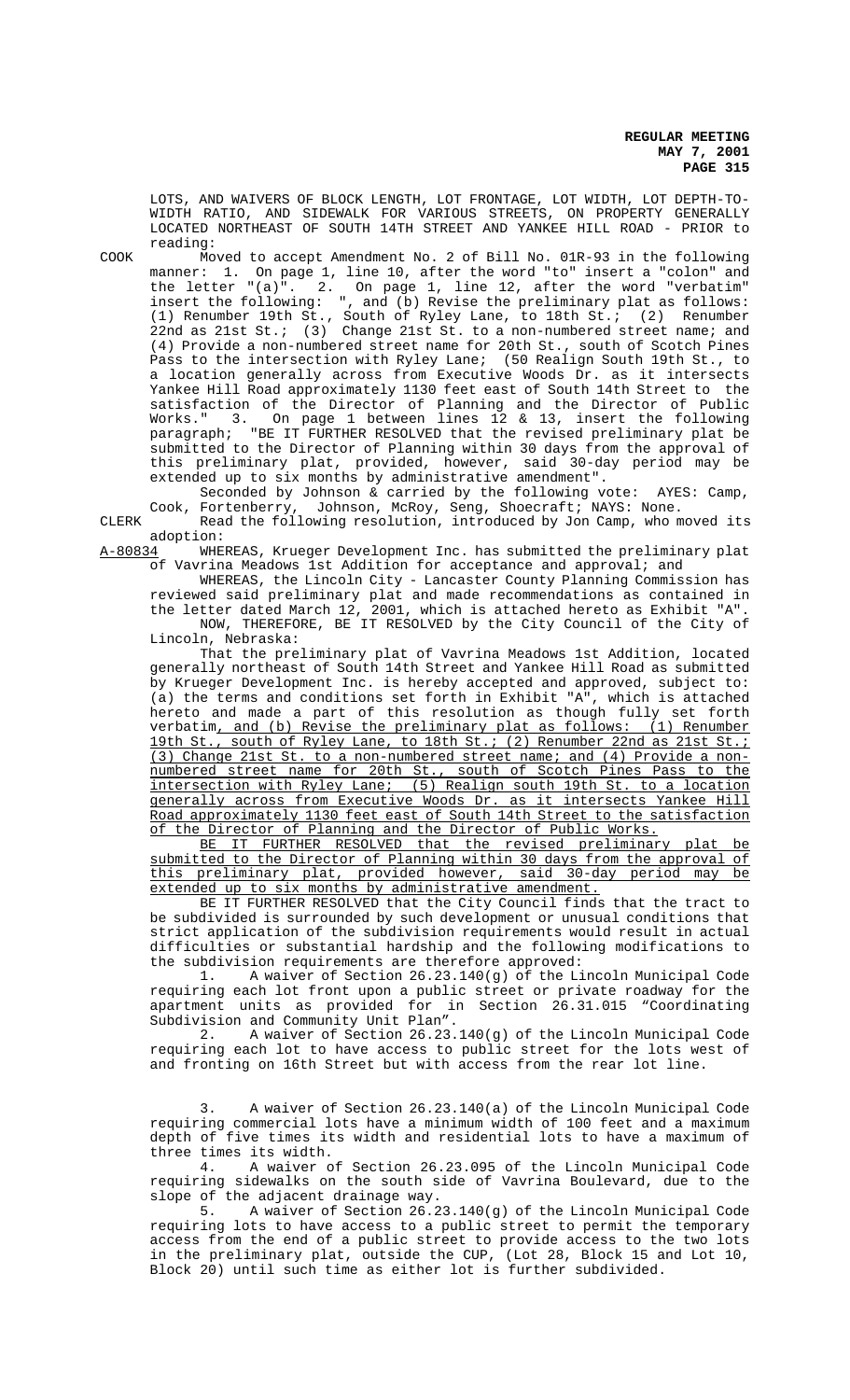LOTS, AND WAIVERS OF BLOCK LENGTH, LOT FRONTAGE, LOT WIDTH, LOT DEPTH-TO-WIDTH RATIO, AND SIDEWALK FOR VARIOUS STREETS, ON PROPERTY GENERALLY LOCATED NORTHEAST OF SOUTH 14TH STREET AND YANKEE HILL ROAD - PRIOR to reading:

COOK Moved to accept Amendment No. 2 of Bill No. 01R-93 in the following manner: 1. On page 1, line 10, after the word "to" insert a "colon" and the letter "(a)". 2. On page 1, line 12, after the word "verbatim" insert the following: ", and (b) Revise the preliminary plat as follows: (1) Renumber 19th St., South of Ryley Lane, to 18th St.; (2) Renumber 22nd as 21st St.; (3) Change 21st St. to a non-numbered street name; and (4) Provide a non-numbered street name for 20th St., south of Scotch Pines Pass to the intersection with Ryley Lane; (50 Realign South 19th St., to a location generally across from Executive Woods Dr. as it intersects Yankee Hill Road approximately 1130 feet east of South 14th Street to the satisfaction of the Director of Planning and the Director of Public Works." 3. On page 1 between lines 12 & 13, insert the following paragraph; "BE IT FURTHER RESOLVED that the revised preliminary plat be submitted to the Director of Planning within 30 days from the approval of this preliminary plat, provided, however, said 30-day period may be extended up to six months by administrative amendment".

Seconded by Johnson & carried by the following vote: AYES: Camp, Cook, Fortenberry, Johnson, McRoy, Seng, Shoecraft; NAYS: None.

CLERK Read the following resolution, introduced by Jon Camp, who moved its adoption:

A-80834 WHEREAS, Krueger Development Inc. has submitted the preliminary plat of Vavrina Meadows 1st Addition for acceptance and approval; and

WHEREAS, the Lincoln City - Lancaster County Planning Commission has reviewed said preliminary plat and made recommendations as contained in the letter dated March 12, 2001, which is attached hereto as Exhibit "A".

NOW, THEREFORE, BE IT RESOLVED by the City Council of the City of Lincoln, Nebraska:

That the preliminary plat of Vavrina Meadows 1st Addition, located generally northeast of South 14th Street and Yankee Hill Road as submitted by Krueger Development Inc. is hereby accepted and approved, subject to: (a) the terms and conditions set forth in Exhibit "A", which is attached hereto and made a part of this resolution as though fully set forth verbatim, and (b) Revise the preliminary plat as follows: (1) Renumber 19th St., south of Ryley Lane, to 18th St.; (2) Renumber 22nd as 21st St.; (3) Change 21st St. to a non-numbered street name; and (4) Provide a non-numbered street name for 20th St., south of Scotch Pines Pass to the intersection with Ryley Lane; (5) Realign south 19th St. to a location generally across from Executive Woods Dr. as it intersects Yankee Hill Road approximately 1130 feet east of South 14th Street to the satisfaction of the Director of Planning and the Director of Public Works.

BE IT FURTHER RESOLVED that the revised preliminary plat be submitted to the Director of Planning within 30 days from the approval of this preliminary plat, provided however, said 30-day period may be extended up to six months by administrative amendment.

BE IT FURTHER RESOLVED that the City Council finds that the tract to be subdivided is surrounded by such development or unusual conditions that strict application of the subdivision requirements would result in actual difficulties or substantial hardship and the following modifications to the subdivision requirements are therefore approved:

1. A waiver of Section 26.23.140(g) of the Lincoln Municipal Code requiring each lot front upon a public street or private roadway for the apartment units as provided for in Section 26.31.015 "Coordinating Subdivision and Community Unit Plan".

2. A waiver of Section 26.23.140(g) of the Lincoln Municipal Code requiring each lot to have access to public street for the lots west of and fronting on 16th Street but with access from the rear lot line.

3. A waiver of Section 26.23.140(a) of the Lincoln Municipal Code requiring commercial lots have a minimum width of 100 feet and a maximum depth of five times its width and residential lots to have a maximum of three times its width.

4. A waiver of Section 26.23.095 of the Lincoln Municipal Code requiring sidewalks on the south side of Vavrina Boulevard, due to the slope of the adjacent drainage way.

5. A waiver of Section 26.23.140(g) of the Lincoln Municipal Code requiring lots to have access to a public street to permit the temporary access from the end of a public street to provide access to the two lots in the preliminary plat, outside the CUP, (Lot 28, Block 15 and Lot 10, Block 20) until such time as either lot is further subdivided.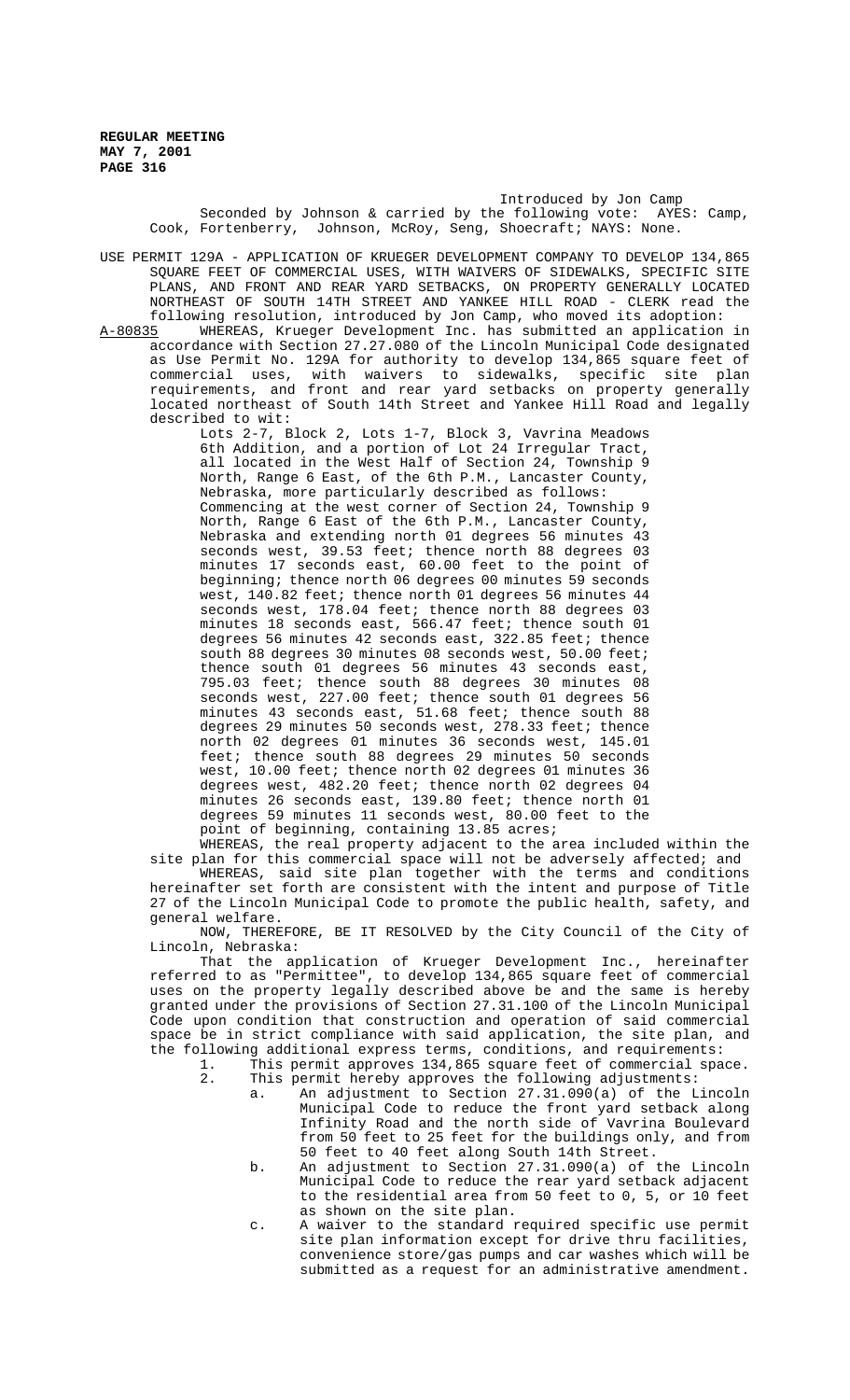Introduced by Jon Camp

Seconded by Johnson & carried by the following vote: AYES: Camp, Cook, Fortenberry, Johnson, McRoy, Seng, Shoecraft; NAYS: None.

USE PERMIT 129A - APPLICATION OF KRUEGER DEVELOPMENT COMPANY TO DEVELOP 134,865 SQUARE FEET OF COMMERCIAL USES, WITH WAIVERS OF SIDEWALKS, SPECIFIC SITE PLANS, AND FRONT AND REAR YARD SETBACKS, ON PROPERTY GENERALLY LOCATED NORTHEAST OF SOUTH 14TH STREET AND YANKEE HILL ROAD - CLERK read the following resolution, introduced by Jon Camp, who moved its adoption:

A-80835 WHEREAS, Krueger Development Inc. has submitted an application in accordance with Section 27.27.080 of the Lincoln Municipal Code designated as Use Permit No. 129A for authority to develop 134,865 square feet of commercial uses, with waivers to sidewalks, specific site plan requirements, and front and rear yard setbacks on property generally located northeast of South 14th Street and Yankee Hill Road and legally described to wit:

Lots 2-7, Block 2, Lots 1-7, Block 3, Vavrina Meadows 6th Addition, and a portion of Lot 24 Irregular Tract, all located in the West Half of Section 24, Township 9 North, Range 6 East, of the 6th P.M., Lancaster County, Nebraska, more particularly described as follows:

Commencing at the west corner of Section 24, Township 9 North, Range 6 East of the 6th P.M., Lancaster County, Nebraska and extending north 01 degrees 56 minutes 43 seconds west, 39.53 feet; thence north 88 degrees 03 minutes 17 seconds east, 60.00 feet to the point of beginning; thence north 06 degrees 00 minutes 59 seconds west, 140.82 feet; thence north 01 degrees 56 minutes 44 seconds west, 178.04 feet; thence north 88 degrees 03 minutes 18 seconds east, 566.47 feet; thence south 01 degrees 56 minutes 42 seconds east, 322.85 feet; thence south 88 degrees 30 minutes 08 seconds west, 50.00 feet; thence south 01 degrees 56 minutes 43 seconds east, 795.03 feet; thence south 88 degrees 30 minutes 08 seconds west, 227.00 feet; thence south 01 degrees 56 minutes 43 seconds east, 51.68 feet; thence south 88 degrees 29 minutes 50 seconds west, 278.33 feet; thence north 02 degrees 01 minutes 36 seconds west, 145.01 feet; thence south 88 degrees 29 minutes 50 seconds west, 10.00 feet; thence north 02 degrees 01 minutes 36 degrees west, 482.20 feet; thence north 02 degrees 04 minutes 26 seconds east, 139.80 feet; thence north 01 degrees 59 minutes 11 seconds west, 80.00 feet to the point of beginning, containing 13.85 acres;

WHEREAS, the real property adjacent to the area included within the site plan for this commercial space will not be adversely affected; and

WHEREAS, said site plan together with the terms and conditions hereinafter set forth are consistent with the intent and purpose of Title 27 of the Lincoln Municipal Code to promote the public health, safety, and general welfare.

NOW, THEREFORE, BE IT RESOLVED by the City Council of the City of Lincoln, Nebraska:

That the application of Krueger Development Inc., hereinafter referred to as "Permittee", to develop 134,865 square feet of commercial uses on the property legally described above be and the same is hereby granted under the provisions of Section 27.31.100 of the Lincoln Municipal Code upon condition that construction and operation of said commercial space be in strict compliance with said application, the site plan, and the following additional express terms, conditions, and requirements:

1. This permit approves 134,865 square feet of commercial space.
2. This permit hereby approves the following adjustments:
   a. An adjustment to Section 27.31.090(a) of the Lincoln Municipal Code to reduce the front yard setback along Infinity Road and the north side of Vavrina Boulevard from 50 feet to 25 feet for the buildings only, and from 50 feet to 40 feet along South 14th Street.
   b. An adjustment to Section 27.31.090(a) of the Lincoln Municipal Code to reduce the rear yard setback adjacent to the residential area from 50 feet to 0, 5, or 10 feet as shown on the site plan.
   c. A waiver to the standard required specific use permit site plan information except for drive thru facilities, convenience store/gas pumps and car washes which will be submitted as a request for an administrative amendment.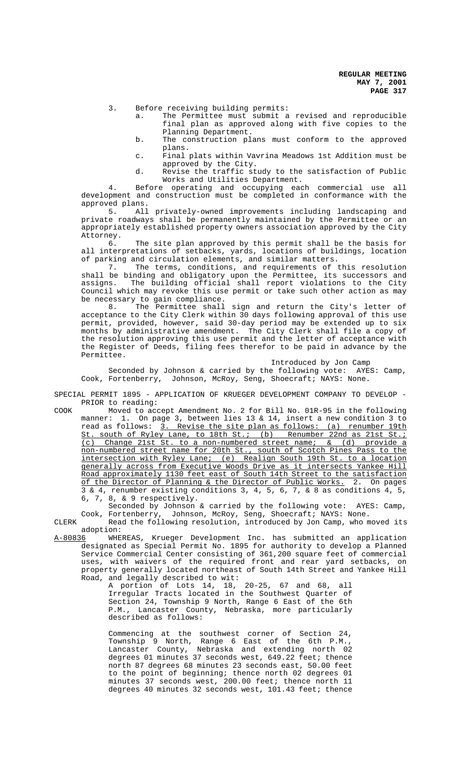3. Before receiving building permits:
   a. The Permittee must submit a revised and reproducible final plan as approved along with five copies to the Planning Department.
   b. The construction plans must conform to the approved plans.
   c. Final plats within Vavrina Meadows 1st Addition must be approved by the City.
   d. Revise the traffic study to the satisfaction of Public Works and Utilities Department.

4. Before operating and occupying each commercial use all development and construction must be completed in conformance with the approved plans.

5. All privately-owned improvements including landscaping and private roadways shall be permanently maintained by the Permittee or an appropriately established property owners association approved by the City Attorney.

6. The site plan approved by this permit shall be the basis for all interpretations of setbacks, yards, locations of buildings, location of parking and circulation elements, and similar matters.

7. The terms, conditions, and requirements of this resolution shall be binding and obligatory upon the Permittee, its successors and assigns. The building official shall report violations to the City Council which may revoke this use permit or take such other action as may be necessary to gain compliance.

8. The Permittee shall sign and return the City's letter of acceptance to the City Clerk within 30 days following approval of this use permit, provided, however, said 30-day period may be extended up to six months by administrative amendment. The City Clerk shall file a copy of the resolution approving this use permit and the letter of acceptance with the Register of Deeds, filing fees therefor to be paid in advance by the Permittee.

Introduced by Jon Camp

Seconded by Johnson & carried by the following vote: AYES: Camp, Cook, Fortenberry, Johnson, McRoy, Seng, Shoecraft; NAYS: None.

SPECIAL PERMIT 1895 - APPLICATION OF KRUEGER DEVELOPMENT COMPANY TO DEVELOP - PRIOR to reading:

COOK Moved to accept Amendment No. 2 for Bill No. 01R-95 in the following manner: 1. On page 3, between lies 13 & 14, insert a new condition 3 to read as follows: <u>3. Revise the site plan as follows: (a) renumber 19th St. south of Ryley Lane, to 18th St.; (b) Renumber 22nd as 21st St.; (c) Change 21st St. to a non-numbered street name; & (d) provide a non-numbered street name for 20th St., south of Scotch Pines Pass to the intersection with Ryley Lane; (e) Realign South 19th St. to a location generally across from Executive Woods Drive as it intersects Yankee Hill Road approximately 1130 feet east of South 14th Street to the satisfaction of the Director of Planning & the Director of Public Works.</u> 2. On pages 3 & 4, renumber existing conditions 3, 4, 5, 6, 7, & 8 as conditions 4, 5, 6, 7, 8, & 9 respectively.

Seconded by Johnson & carried by the following vote: AYES: Camp, Cook, Fortenberry, Johnson, McRoy, Seng, Shoecraft; NAYS: None.

CLERK Read the following resolution, introduced by Jon Camp, who moved its adoption:

<u>A-80836</u> WHEREAS, Krueger Development Inc. has submitted an application designated as Special Permit No. 1895 for authority to develop a Planned Service Commercial Center consisting of 361,200 square feet of commercial uses, with waivers of the required front and rear yard setbacks, on property generally located northeast of South 14th Street and Yankee Hill Road, and legally described to wit:

A portion of Lots 14, 18, 20-25, 67 and 68, all Irregular Tracts located in the Southwest Quarter of Section 24, Township 9 North, Range 6 East of the 6th P.M., Lancaster County, Nebraska, more particularly described as follows:

Commencing at the southwest corner of Section 24, Township 9 North, Range 6 East of the 6th P.M., Lancaster County, Nebraska and extending north 02 degrees 01 minutes 37 seconds west, 649.22 feet; thence north 87 degrees 68 minutes 23 seconds east, 50.00 feet to the point of beginning; thence north 02 degrees 01 minutes 37 seconds west, 200.00 feet; thence north 11 degrees 40 minutes 32 seconds west, 101.43 feet; thence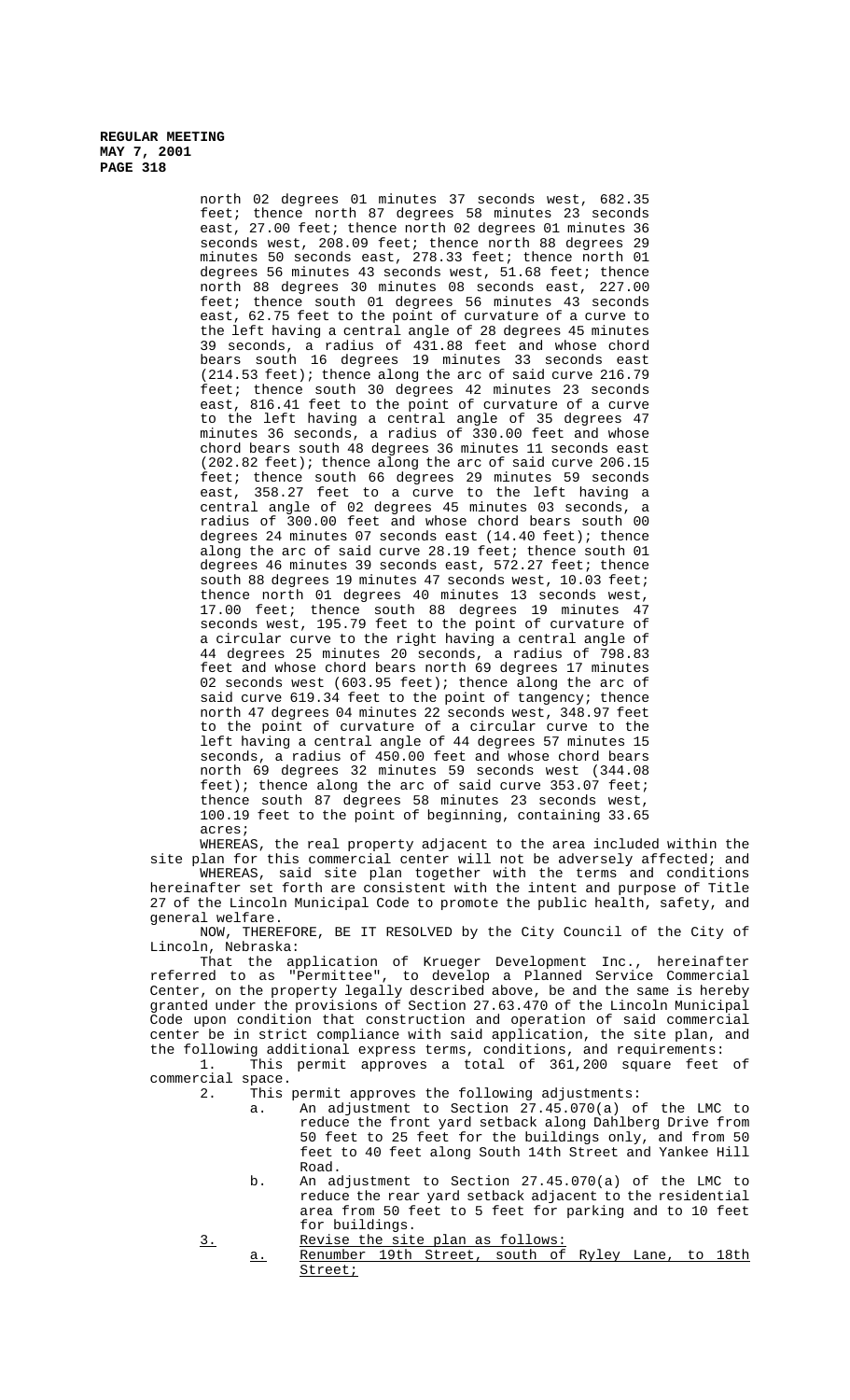north 02 degrees 01 minutes 37 seconds west, 682.35 feet; thence north 87 degrees 58 minutes 23 seconds east, 27.00 feet; thence north 02 degrees 01 minutes 36 seconds west, 208.09 feet; thence north 88 degrees 29 minutes 50 seconds east, 278.33 feet; thence north 01 degrees 56 minutes 43 seconds west, 51.68 feet; thence north 88 degrees 30 minutes 08 seconds east, 227.00 feet; thence south 01 degrees 56 minutes 43 seconds east, 62.75 feet to the point of curvature of a curve to the left having a central angle of 28 degrees 45 minutes 39 seconds, a radius of 431.88 feet and whose chord bears south 16 degrees 19 minutes 33 seconds east (214.53 feet); thence along the arc of said curve 216.79 feet; thence south 30 degrees 42 minutes 23 seconds east, 816.41 feet to the point of curvature of a curve to the left having a central angle of 35 degrees 47 minutes 36 seconds, a radius of 330.00 feet and whose chord bears south 48 degrees 36 minutes 11 seconds east (202.82 feet); thence along the arc of said curve 206.15 feet; thence south 66 degrees 29 minutes 59 seconds east, 358.27 feet to a curve to the left having a central angle of 02 degrees 45 minutes 03 seconds, a radius of 300.00 feet and whose chord bears south 00 degrees 24 minutes 07 seconds east (14.40 feet); thence along the arc of said curve 28.19 feet; thence south 01 degrees 46 minutes 39 seconds east, 572.27 feet; thence south 88 degrees 19 minutes 47 seconds west, 10.03 feet; thence north 01 degrees 40 minutes 13 seconds west, 17.00 feet; thence south 88 degrees 19 minutes 47 seconds west, 195.79 feet to the point of curvature of a circular curve to the right having a central angle of 44 degrees 25 minutes 20 seconds, a radius of 798.83 feet and whose chord bears north 69 degrees 17 minutes 02 seconds west (603.95 feet); thence along the arc of said curve 619.34 feet to the point of tangency; thence north 47 degrees 04 minutes 22 seconds west, 348.97 feet to the point of curvature of a circular curve to the left having a central angle of 44 degrees 57 minutes 15 seconds, a radius of 450.00 feet and whose chord bears north 69 degrees 32 minutes 59 seconds west (344.08 feet); thence along the arc of said curve 353.07 feet; thence south 87 degrees 58 minutes 23 seconds west, 100.19 feet to the point of beginning, containing 33.65 acres;

WHEREAS, the real property adjacent to the area included within the site plan for this commercial center will not be adversely affected; and

WHEREAS, said site plan together with the terms and conditions hereinafter set forth are consistent with the intent and purpose of Title 27 of the Lincoln Municipal Code to promote the public health, safety, and general welfare.

NOW, THEREFORE, BE IT RESOLVED by the City Council of the City of Lincoln, Nebraska:

That the application of Krueger Development Inc., hereinafter referred to as "Permittee", to develop a Planned Service Commercial Center, on the property legally described above, be and the same is hereby granted under the provisions of Section 27.63.470 of the Lincoln Municipal Code upon condition that construction and operation of said commercial center be in strict compliance with said application, the site plan, and the following additional express terms, conditions, and requirements:

1. This permit approves a total of 361,200 square feet of commercial space.
2. This permit approves the following adjustments:
   a. An adjustment to Section 27.45.070(a) of the LMC to reduce the front yard setback along Dahlberg Drive from 50 feet to 25 feet for the buildings only, and from 50 feet to 40 feet along South 14th Street and Yankee Hill Road.
   b. An adjustment to Section 27.45.070(a) of the LMC to reduce the rear yard setback adjacent to the residential area from 50 feet to 5 feet for parking and to 10 feet for buildings.
3. Revise the site plan as follows:
   a. Renumber 19th Street, south of Ryley Lane, to 18th Street;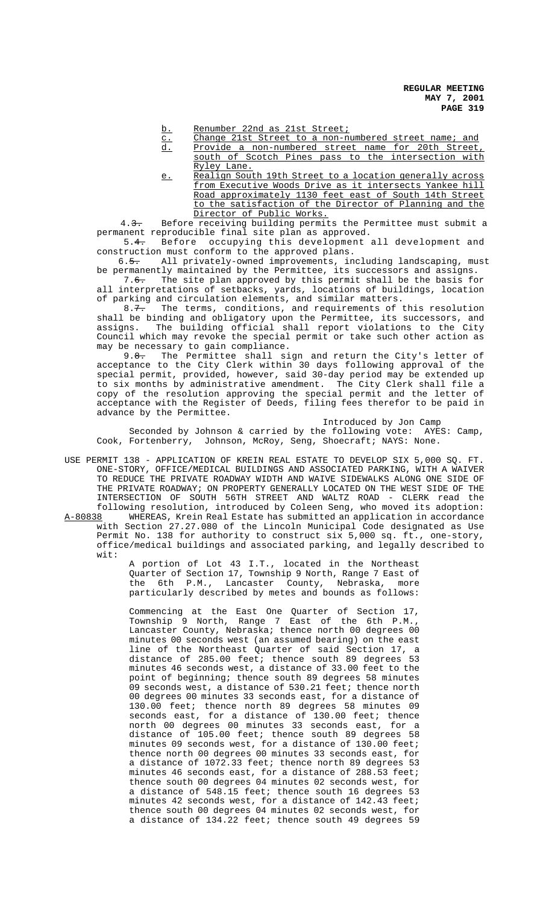b. Renumber 22nd as 21st Street;

c. Change 21st Street to a non-numbered street name; and

d. Provide a non-numbered street name for 20th Street, south of Scotch Pines pass to the intersection with Ryley Lane.

e. Realign South 19th Street to a location generally across from Executive Woods Drive as it intersects Yankee hill Road approximately 1130 feet east of South 14th Street to the satisfaction of the Director of Planning and the Director of Public Works.

4.~~3.~~ Before receiving building permits the Permittee must submit a permanent reproducible final site plan as approved.

5.~~4.~~ Before occupying this development all development and construction must conform to the approved plans.

6.~~5.~~ All privately-owned improvements, including landscaping, must be permanently maintained by the Permittee, its successors and assigns.

7.~~6.~~ The site plan approved by this permit shall be the basis for all interpretations of setbacks, yards, locations of buildings, location of parking and circulation elements, and similar matters.

8.~~7.~~ The terms, conditions, and requirements of this resolution shall be binding and obligatory upon the Permittee, its successors, and assigns. The building official shall report violations to the City Council which may revoke the special permit or take such other action as may be necessary to gain compliance.

9.~~8.~~ The Permittee shall sign and return the City's letter of acceptance to the City Clerk within 30 days following approval of the special permit, provided, however, said 30-day period may be extended up to six months by administrative amendment. The City Clerk shall file a copy of the resolution approving the special permit and the letter of acceptance with the Register of Deeds, filing fees therefor to be paid in advance by the Permittee.

Introduced by Jon Camp

Seconded by Johnson & carried by the following vote: AYES: Camp, Cook, Fortenberry, Johnson, McRoy, Seng, Shoecraft; NAYS: None.

USE PERMIT 138 - APPLICATION OF KREIN REAL ESTATE TO DEVELOP SIX 5,000 SQ. FT. ONE-STORY, OFFICE/MEDICAL BUILDINGS AND ASSOCIATED PARKING, WITH A WAIVER TO REDUCE THE PRIVATE ROADWAY WIDTH AND WAIVE SIDEWALKS ALONG ONE SIDE OF THE PRIVATE ROADWAY; ON PROPERTY GENERALLY LOCATED ON THE WEST SIDE OF THE INTERSECTION OF SOUTH 56TH STREET AND WALTZ ROAD - CLERK read the following resolution, introduced by Coleen Seng, who moved its adoption:

A-80838 WHEREAS, Krein Real Estate has submitted an application in accordance with Section 27.27.080 of the Lincoln Municipal Code designated as Use Permit No. 138 for authority to construct six 5,000 sq. ft., one-story, office/medical buildings and associated parking, and legally described to wit:

A portion of Lot 43 I.T., located in the Northeast Quarter of Section 17, Township 9 North, Range 7 East of the 6th P.M., Lancaster County, Nebraska, more particularly described by metes and bounds as follows:

Commencing at the East One Quarter of Section 17, Township 9 North, Range 7 East of the 6th P.M., Lancaster County, Nebraska; thence north 00 degrees 00 minutes 00 seconds west (an assumed bearing) on the east line of the Northeast Quarter of said Section 17, a distance of 285.00 feet; thence south 89 degrees 53 minutes 46 seconds west, a distance of 33.00 feet to the point of beginning; thence south 89 degrees 58 minutes 09 seconds west, a distance of 530.21 feet; thence north 00 degrees 00 minutes 33 seconds east, for a distance of 130.00 feet; thence north 89 degrees 58 minutes 09 seconds east, for a distance of 130.00 feet; thence north 00 degrees 00 minutes 33 seconds east, for a distance of 105.00 feet; thence south 89 degrees 58 minutes 09 seconds west, for a distance of 130.00 feet; thence north 00 degrees 00 minutes 33 seconds east, for a distance of 1072.33 feet; thence north 89 degrees 53 minutes 46 seconds east, for a distance of 288.53 feet; thence south 00 degrees 04 minutes 02 seconds west, for a distance of 548.15 feet; thence south 16 degrees 53 minutes 42 seconds west, for a distance of 142.43 feet; thence south 00 degrees 04 minutes 02 seconds west, for a distance of 134.22 feet; thence south 49 degrees 59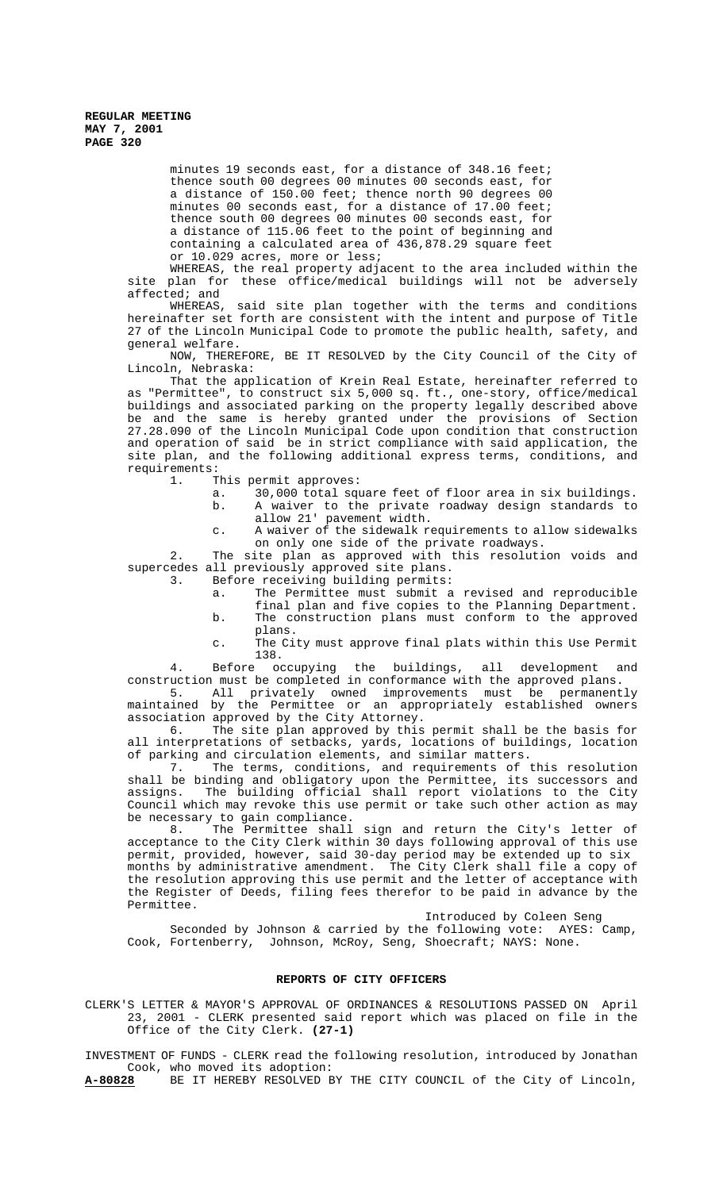minutes 19 seconds east, for a distance of 348.16 feet; thence south 00 degrees 00 minutes 00 seconds east, for a distance of 150.00 feet; thence north 90 degrees 00 minutes 00 seconds east, for a distance of 17.00 feet; thence south 00 degrees 00 minutes 00 seconds east, for a distance of 115.06 feet to the point of beginning and containing a calculated area of 436,878.29 square feet or 10.029 acres, more or less;

WHEREAS, the real property adjacent to the area included within the site plan for these office/medical buildings will not be adversely affected; and

WHEREAS, said site plan together with the terms and conditions hereinafter set forth are consistent with the intent and purpose of Title 27 of the Lincoln Municipal Code to promote the public health, safety, and general welfare.

NOW, THEREFORE, BE IT RESOLVED by the City Council of the City of Lincoln, Nebraska:

That the application of Krein Real Estate, hereinafter referred to as "Permittee", to construct six 5,000 sq. ft., one-story, office/medical buildings and associated parking on the property legally described above be and the same is hereby granted under the provisions of Section 27.28.090 of the Lincoln Municipal Code upon condition that construction and operation of said be in strict compliance with said application, the site plan, and the following additional express terms, conditions, and requirements:

1. This permit approves:
   a. 30,000 total square feet of floor area in six buildings.
   b. A waiver to the private roadway design standards to allow 21' pavement width.
   c. A waiver of the sidewalk requirements to allow sidewalks on only one side of the private roadways.

2. The site plan as approved with this resolution voids and supercedes all previously approved site plans.

3. Before receiving building permits:
   a. The Permittee must submit a revised and reproducible final plan and five copies to the Planning Department.
   b. The construction plans must conform to the approved plans.
   c. The City must approve final plats within this Use Permit 138.

4. Before occupying the buildings, all development and construction must be completed in conformance with the approved plans.

5. All privately owned improvements must be permanently maintained by the Permittee or an appropriately established owners association approved by the City Attorney.

6. The site plan approved by this permit shall be the basis for all interpretations of setbacks, yards, locations of buildings, location of parking and circulation elements, and similar matters.

7. The terms, conditions, and requirements of this resolution shall be binding and obligatory upon the Permittee, its successors and assigns. The building official shall report violations to the City Council which may revoke this use permit or take such other action as may be necessary to gain compliance.

8. The Permittee shall sign and return the City's letter of acceptance to the City Clerk within 30 days following approval of this use permit, provided, however, said 30-day period may be extended up to six months by administrative amendment. The City Clerk shall file a copy of the resolution approving this use permit and the letter of acceptance with the Register of Deeds, filing fees therefor to be paid in advance by the Permittee.

Introduced by Coleen Seng

Seconded by Johnson & carried by the following vote: AYES: Camp, Cook, Fortenberry, Johnson, McRoy, Seng, Shoecraft; NAYS: None.

## REPORTS OF CITY OFFICERS

CLERK'S LETTER & MAYOR'S APPROVAL OF ORDINANCES & RESOLUTIONS PASSED ON April 23, 2001 - CLERK presented said report which was placed on file in the Office of the City Clerk. **(27-1)**

INVESTMENT OF FUNDS - CLERK read the following resolution, introduced by Jonathan Cook, who moved its adoption:

**A-80828** BE IT HEREBY RESOLVED BY THE CITY COUNCIL of the City of Lincoln,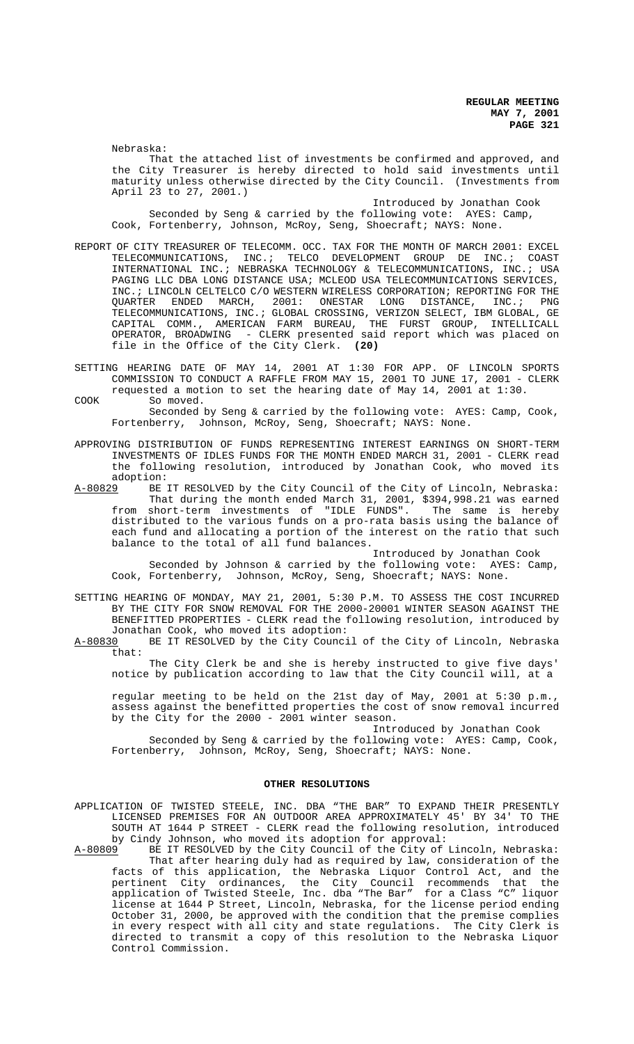Nebraska:

That the attached list of investments be confirmed and approved, and the City Treasurer is hereby directed to hold said investments until maturity unless otherwise directed by the City Council. (Investments from April 23 to 27, 2001.)

Introduced by Jonathan Cook

Seconded by Seng & carried by the following vote: AYES: Camp, Cook, Fortenberry, Johnson, McRoy, Seng, Shoecraft; NAYS: None.

REPORT OF CITY TREASURER OF TELECOMM. OCC. TAX FOR THE MONTH OF MARCH 2001: EXCEL TELECOMMUNICATIONS, INC.; TELCO DEVELOPMENT GROUP DE INC.; COAST INTERNATIONAL INC.; NEBRASKA TECHNOLOGY & TELECOMMUNICATIONS, INC.; USA PAGING LLC DBA LONG DISTANCE USA; MCLEOD USA TELECOMMUNICATIONS SERVICES, INC.; LINCOLN CELTELCO C/O WESTERN WIRELESS CORPORATION; REPORTING FOR THE QUARTER ENDED MARCH, 2001: ONESTAR LONG DISTANCE, INC.; PNG TELECOMMUNICATIONS, INC.; GLOBAL CROSSING, VERIZON SELECT, IBM GLOBAL, GE CAPITAL COMM., AMERICAN FARM BUREAU, THE FURST GROUP, INTELLICALL OPERATOR, BROADWING - CLERK presented said report which was placed on file in the Office of the City Clerk. **(20)**

SETTING HEARING DATE OF MAY 14, 2001 AT 1:30 FOR APP. OF LINCOLN SPORTS COMMISSION TO CONDUCT A RAFFLE FROM MAY 15, 2001 TO JUNE 17, 2001 - CLERK requested a motion to set the hearing date of May 14, 2001 at 1:30.

COOK So moved.

Seconded by Seng & carried by the following vote: AYES: Camp, Cook, Fortenberry, Johnson, McRoy, Seng, Shoecraft; NAYS: None.

APPROVING DISTRIBUTION OF FUNDS REPRESENTING INTEREST EARNINGS ON SHORT-TERM INVESTMENTS OF IDLES FUNDS FOR THE MONTH ENDED MARCH 31, 2001 - CLERK read the following resolution, introduced by Jonathan Cook, who moved its adoption:

A-80829 BE IT RESOLVED by the City Council of the City of Lincoln, Nebraska:

That during the month ended March 31, 2001, $394,998.21 was earned from short-term investments of "IDLE FUNDS". The same is hereby distributed to the various funds on a pro-rata basis using the balance of each fund and allocating a portion of the interest on the ratio that such balance to the total of all fund balances.

Introduced by Jonathan Cook

Seconded by Johnson & carried by the following vote: AYES: Camp, Cook, Fortenberry, Johnson, McRoy, Seng, Shoecraft; NAYS: None.

SETTING HEARING OF MONDAY, MAY 21, 2001, 5:30 P.M. TO ASSESS THE COST INCURRED BY THE CITY FOR SNOW REMOVAL FOR THE 2000-20001 WINTER SEASON AGAINST THE BENEFITTED PROPERTIES - CLERK read the following resolution, introduced by Jonathan Cook, who moved its adoption:

A-80830 BE IT RESOLVED by the City Council of the City of Lincoln, Nebraska that:

The City Clerk be and she is hereby instructed to give five days' notice by publication according to law that the City Council will, at a regular meeting to be held on the 21st day of May, 2001 at 5:30 p.m., assess against the benefitted properties the cost of snow removal incurred by the City for the 2000 - 2001 winter season.

Introduced by Jonathan Cook

Seconded by Seng & carried by the following vote: AYES: Camp, Cook, Fortenberry, Johnson, McRoy, Seng, Shoecraft; NAYS: None.

## OTHER RESOLUTIONS

APPLICATION OF TWISTED STEELE, INC. DBA "THE BAR" TO EXPAND THEIR PRESENTLY LICENSED PREMISES FOR AN OUTDOOR AREA APPROXIMATELY 45' BY 34' TO THE SOUTH AT 1644 P STREET - CLERK read the following resolution, introduced by Cindy Johnson, who moved its adoption for approval:

A-80809 BE IT RESOLVED by the City Council of the City of Lincoln, Nebraska:

That after hearing duly had as required by law, consideration of the facts of this application, the Nebraska Liquor Control Act, and the pertinent City ordinances, the City Council recommends that the application of Twisted Steele, Inc. dba "The Bar" for a Class "C" liquor license at 1644 P Street, Lincoln, Nebraska, for the license period ending October 31, 2000, be approved with the condition that the premise complies in every respect with all city and state regulations. The City Clerk is directed to transmit a copy of this resolution to the Nebraska Liquor Control Commission.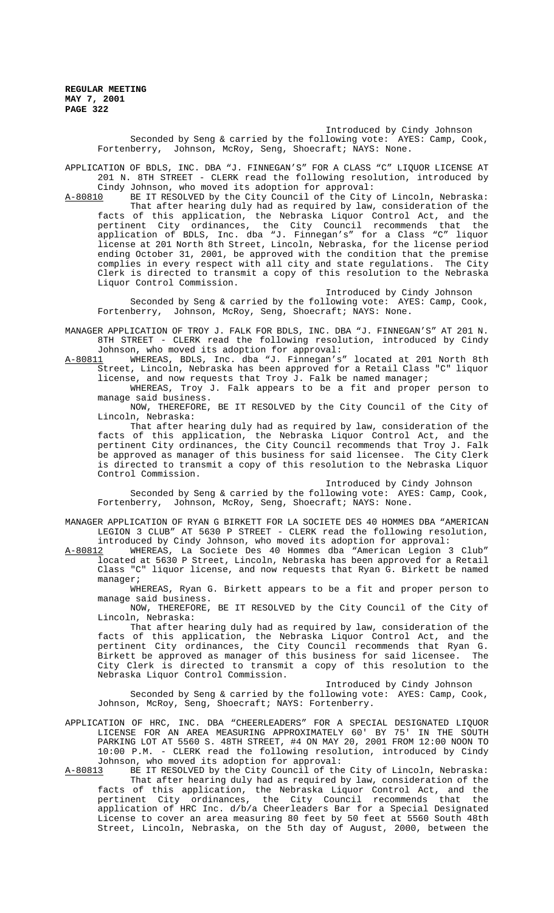Introduced by Cindy Johnson

Seconded by Seng & carried by the following vote: AYES: Camp, Cook, Fortenberry, Johnson, McRoy, Seng, Shoecraft; NAYS: None.

APPLICATION OF BDLS, INC. DBA "J. FINNEGAN'S" FOR A CLASS "C" LIQUOR LICENSE AT 201 N. 8TH STREET - CLERK read the following resolution, introduced by Cindy Johnson, who moved its adoption for approval:

A-80810 BE IT RESOLVED by the City Council of the City of Lincoln, Nebraska:

That after hearing duly had as required by law, consideration of the facts of this application, the Nebraska Liquor Control Act, and the pertinent City ordinances, the City Council recommends that the application of BDLS, Inc. dba "J. Finnegan's" for a Class "C" liquor license at 201 North 8th Street, Lincoln, Nebraska, for the license period ending October 31, 2001, be approved with the condition that the premise complies in every respect with all city and state regulations. The City Clerk is directed to transmit a copy of this resolution to the Nebraska Liquor Control Commission.

Introduced by Cindy Johnson

Seconded by Seng & carried by the following vote: AYES: Camp, Cook, Fortenberry, Johnson, McRoy, Seng, Shoecraft; NAYS: None.

MANAGER APPLICATION OF TROY J. FALK FOR BDLS, INC. DBA "J. FINNEGAN'S" AT 201 N. 8TH STREET - CLERK read the following resolution, introduced by Cindy Johnson, who moved its adoption for approval:

A-80811 WHEREAS, BDLS, Inc. dba "J. Finnegan's" located at 201 North 8th Street, Lincoln, Nebraska has been approved for a Retail Class "C" liquor license, and now requests that Troy J. Falk be named manager;

WHEREAS, Troy J. Falk appears to be a fit and proper person to manage said business.

NOW, THEREFORE, BE IT RESOLVED by the City Council of the City of Lincoln, Nebraska:

That after hearing duly had as required by law, consideration of the facts of this application, the Nebraska Liquor Control Act, and the pertinent City ordinances, the City Council recommends that Troy J. Falk be approved as manager of this business for said licensee. The City Clerk is directed to transmit a copy of this resolution to the Nebraska Liquor Control Commission.

Introduced by Cindy Johnson

Seconded by Seng & carried by the following vote: AYES: Camp, Cook, Fortenberry, Johnson, McRoy, Seng, Shoecraft; NAYS: None.

MANAGER APPLICATION OF RYAN G BIRKETT FOR LA SOCIETE DES 40 HOMMES DBA "AMERICAN LEGION 3 CLUB" AT 5630 P STREET - CLERK read the following resolution, introduced by Cindy Johnson, who moved its adoption for approval:

A-80812 WHEREAS, La Societe Des 40 Hommes dba "American Legion 3 Club" located at 5630 P Street, Lincoln, Nebraska has been approved for a Retail Class "C" liquor license, and now requests that Ryan G. Birkett be named manager;

WHEREAS, Ryan G. Birkett appears to be a fit and proper person to manage said business.

NOW, THEREFORE, BE IT RESOLVED by the City Council of the City of Lincoln, Nebraska:

That after hearing duly had as required by law, consideration of the facts of this application, the Nebraska Liquor Control Act, and the pertinent City ordinances, the City Council recommends that Ryan G. Birkett be approved as manager of this business for said licensee. The City Clerk is directed to transmit a copy of this resolution to the Nebraska Liquor Control Commission.

Introduced by Cindy Johnson

Seconded by Seng & carried by the following vote: AYES: Camp, Cook, Johnson, McRoy, Seng, Shoecraft; NAYS: Fortenberry.

APPLICATION OF HRC, INC. DBA "CHEERLEADERS" FOR A SPECIAL DESIGNATED LIQUOR LICENSE FOR AN AREA MEASURING APPROXIMATELY 60' BY 75' IN THE SOUTH PARKING LOT AT 5560 S. 48TH STREET, #4 ON MAY 20, 2001 FROM 12:00 NOON TO 10:00 P.M. - CLERK read the following resolution, introduced by Cindy Johnson, who moved its adoption for approval:

A-80813 BE IT RESOLVED by the City Council of the City of Lincoln, Nebraska:

That after hearing duly had as required by law, consideration of the facts of this application, the Nebraska Liquor Control Act, and the pertinent City ordinances, the City Council recommends that the application of HRC Inc. d/b/a Cheerleaders Bar for a Special Designated License to cover an area measuring 80 feet by 50 feet at 5560 South 48th Street, Lincoln, Nebraska, on the 5th day of August, 2000, between the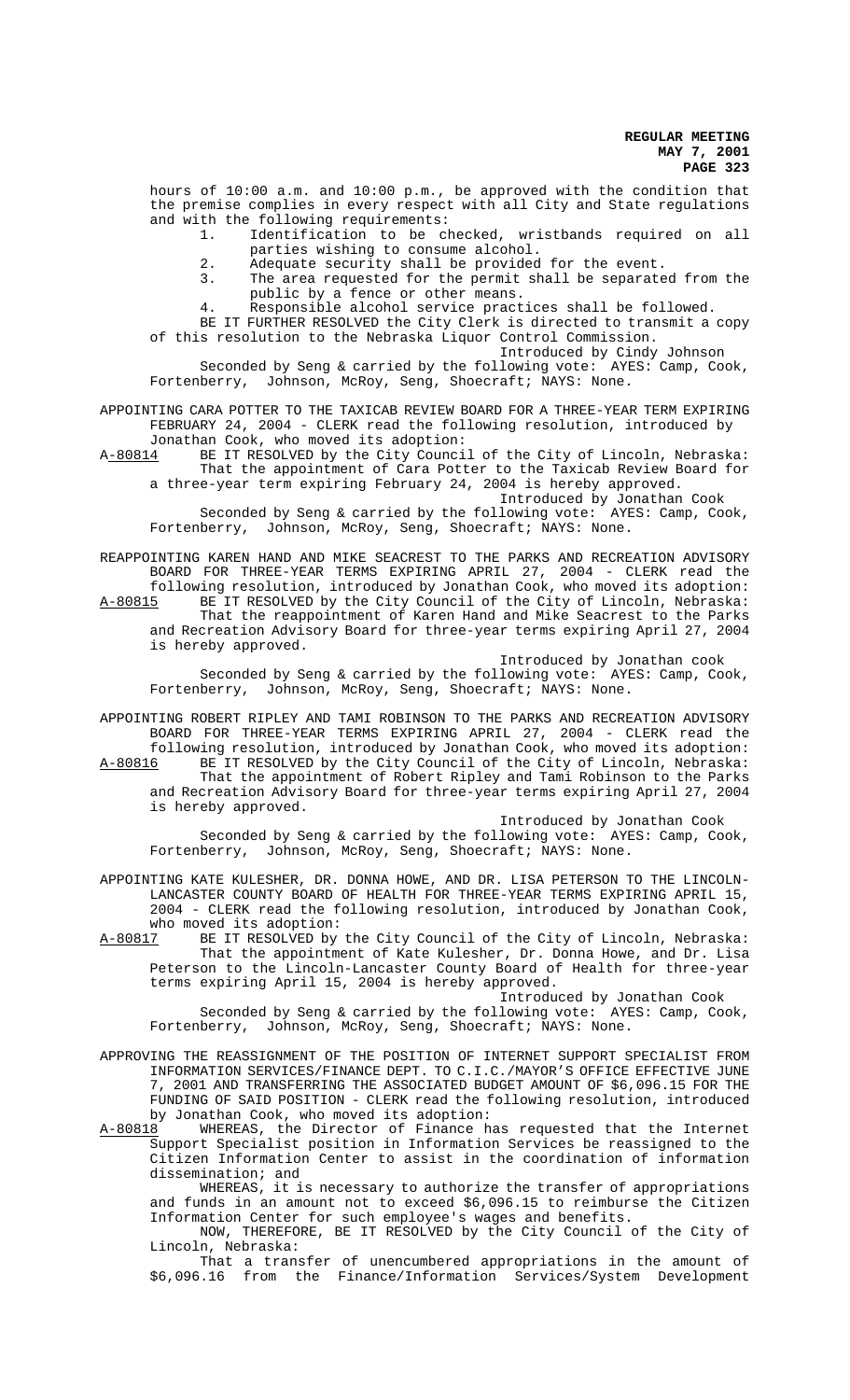hours of 10:00 a.m. and 10:00 p.m., be approved with the condition that the premise complies in every respect with all City and State regulations and with the following requirements:

1. Identification to be checked, wristbands required on all parties wishing to consume alcohol.
2. Adequate security shall be provided for the event.
3. The area requested for the permit shall be separated from the public by a fence or other means.
4. Responsible alcohol service practices shall be followed.

BE IT FURTHER RESOLVED the City Clerk is directed to transmit a copy of this resolution to the Nebraska Liquor Control Commission.

Introduced by Cindy Johnson

Seconded by Seng & carried by the following vote: AYES: Camp, Cook, Fortenberry, Johnson, McRoy, Seng, Shoecraft; NAYS: None.

APPOINTING CARA POTTER TO THE TAXICAB REVIEW BOARD FOR A THREE-YEAR TERM EXPIRING FEBRUARY 24, 2004 - CLERK read the following resolution, introduced by Jonathan Cook, who moved its adoption:

A-80814 BE IT RESOLVED by the City Council of the City of Lincoln, Nebraska: That the appointment of Cara Potter to the Taxicab Review Board for a three-year term expiring February 24, 2004 is hereby approved.

Introduced by Jonathan Cook

Seconded by Seng & carried by the following vote: AYES: Camp, Cook, Fortenberry, Johnson, McRoy, Seng, Shoecraft; NAYS: None.

REAPPOINTING KAREN HAND AND MIKE SEACREST TO THE PARKS AND RECREATION ADVISORY BOARD FOR THREE-YEAR TERMS EXPIRING APRIL 27, 2004 - CLERK read the following resolution, introduced by Jonathan Cook, who moved its adoption:

A-80815 BE IT RESOLVED by the City Council of the City of Lincoln, Nebraska: That the reappointment of Karen Hand and Mike Seacrest to the Parks and Recreation Advisory Board for three-year terms expiring April 27, 2004 is hereby approved.

Introduced by Jonathan cook

Seconded by Seng & carried by the following vote: AYES: Camp, Cook, Fortenberry, Johnson, McRoy, Seng, Shoecraft; NAYS: None.

APPOINTING ROBERT RIPLEY AND TAMI ROBINSON TO THE PARKS AND RECREATION ADVISORY BOARD FOR THREE-YEAR TERMS EXPIRING APRIL 27, 2004 - CLERK read the following resolution, introduced by Jonathan Cook, who moved its adoption:

A-80816 BE IT RESOLVED by the City Council of the City of Lincoln, Nebraska: That the appointment of Robert Ripley and Tami Robinson to the Parks and Recreation Advisory Board for three-year terms expiring April 27, 2004 is hereby approved.

Introduced by Jonathan Cook

Seconded by Seng & carried by the following vote: AYES: Camp, Cook, Fortenberry, Johnson, McRoy, Seng, Shoecraft; NAYS: None.

APPOINTING KATE KULESHER, DR. DONNA HOWE, AND DR. LISA PETERSON TO THE LINCOLN-LANCASTER COUNTY BOARD OF HEALTH FOR THREE-YEAR TERMS EXPIRING APRIL 15, 2004 - CLERK read the following resolution, introduced by Jonathan Cook, who moved its adoption:

A-80817 BE IT RESOLVED by the City Council of the City of Lincoln, Nebraska: That the appointment of Kate Kulesher, Dr. Donna Howe, and Dr. Lisa Peterson to the Lincoln-Lancaster County Board of Health for three-year terms expiring April 15, 2004 is hereby approved.

Introduced by Jonathan Cook

Seconded by Seng & carried by the following vote: AYES: Camp, Cook, Fortenberry, Johnson, McRoy, Seng, Shoecraft; NAYS: None.

APPROVING THE REASSIGNMENT OF THE POSITION OF INTERNET SUPPORT SPECIALIST FROM INFORMATION SERVICES/FINANCE DEPT. TO C.I.C./MAYOR'S OFFICE EFFECTIVE JUNE 7, 2001 AND TRANSFERRING THE ASSOCIATED BUDGET AMOUNT OF $6,096.15 FOR THE FUNDING OF SAID POSITION - CLERK read the following resolution, introduced by Jonathan Cook, who moved its adoption:

A-80818 WHEREAS, the Director of Finance has requested that the Internet Support Specialist position in Information Services be reassigned to the Citizen Information Center to assist in the coordination of information dissemination; and

WHEREAS, it is necessary to authorize the transfer of appropriations and funds in an amount not to exceed $6,096.15 to reimburse the Citizen Information Center for such employee's wages and benefits.

NOW, THEREFORE, BE IT RESOLVED by the City Council of the City of Lincoln, Nebraska:

That a transfer of unencumbered appropriations in the amount of $6,096.16 from the Finance/Information Services/System Development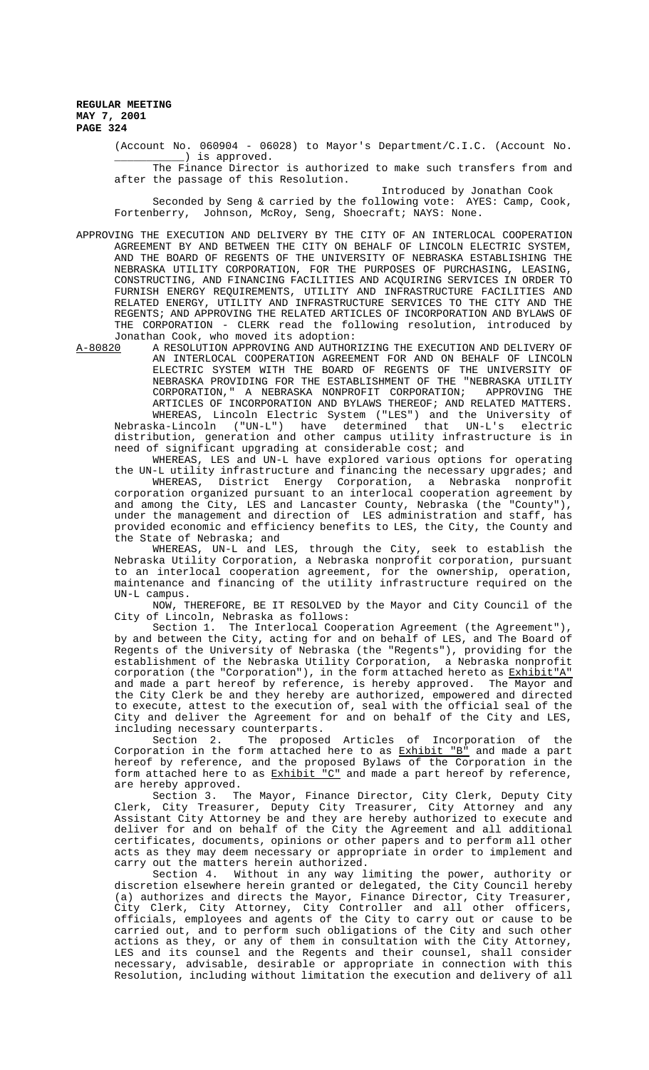(Account No. 060904 - 06028) to Mayor's Department/C.I.C. (Account No. ___________) is approved.

The Finance Director is authorized to make such transfers from and after the passage of this Resolution.

Introduced by Jonathan Cook

Seconded by Seng & carried by the following vote: AYES: Camp, Cook, Fortenberry, Johnson, McRoy, Seng, Shoecraft; NAYS: None.

APPROVING THE EXECUTION AND DELIVERY BY THE CITY OF AN INTERLOCAL COOPERATION AGREEMENT BY AND BETWEEN THE CITY ON BEHALF OF LINCOLN ELECTRIC SYSTEM, AND THE BOARD OF REGENTS OF THE UNIVERSITY OF NEBRASKA ESTABLISHING THE NEBRASKA UTILITY CORPORATION, FOR THE PURPOSES OF PURCHASING, LEASING, CONSTRUCTING, AND FINANCING FACILITIES AND ACQUIRING SERVICES IN ORDER TO FURNISH ENERGY REQUIREMENTS, UTILITY AND INFRASTRUCTURE FACILITIES AND RELATED ENERGY, UTILITY AND INFRASTRUCTURE SERVICES TO THE CITY AND THE REGENTS; AND APPROVING THE RELATED ARTICLES OF INCORPORATION AND BYLAWS OF THE CORPORATION - CLERK read the following resolution, introduced by Jonathan Cook, who moved its adoption:

A-80820 A RESOLUTION APPROVING AND AUTHORIZING THE EXECUTION AND DELIVERY OF AN INTERLOCAL COOPERATION AGREEMENT FOR AND ON BEHALF OF LINCOLN ELECTRIC SYSTEM WITH THE BOARD OF REGENTS OF THE UNIVERSITY OF NEBRASKA PROVIDING FOR THE ESTABLISHMENT OF THE "NEBRASKA UTILITY CORPORATION," A NEBRASKA NONPROFIT CORPORATION; APPROVING THE ARTICLES OF INCORPORATION AND BYLAWS THEREOF; AND RELATED MATTERS.

WHEREAS, Lincoln Electric System ("LES") and the University of Nebraska-Lincoln ("UN-L") have determined that UN-L's electric distribution, generation and other campus utility infrastructure is in need of significant upgrading at considerable cost; and

WHEREAS, LES and UN-L have explored various options for operating the UN-L utility infrastructure and financing the necessary upgrades; and

WHEREAS, District Energy Corporation, a Nebraska nonprofit corporation organized pursuant to an interlocal cooperation agreement by and among the City, LES and Lancaster County, Nebraska (the "County"), under the management and direction of LES administration and staff, has provided economic and efficiency benefits to LES, the City, the County and the State of Nebraska; and

WHEREAS, UN-L and LES, through the City, seek to establish the Nebraska Utility Corporation, a Nebraska nonprofit corporation, pursuant to an interlocal cooperation agreement, for the ownership, operation, maintenance and financing of the utility infrastructure required on the UN-L campus.

NOW, THEREFORE, BE IT RESOLVED by the Mayor and City Council of the City of Lincoln, Nebraska as follows:

Section 1. The Interlocal Cooperation Agreement (the Agreement"), by and between the City, acting for and on behalf of LES, and The Board of Regents of the University of Nebraska (the "Regents"), providing for the establishment of the Nebraska Utility Corporation, a Nebraska nonprofit corporation (the "Corporation"), in the form attached hereto as Exhibit"A" and made a part hereof by reference, is hereby approved. The Mayor and the City Clerk be and they hereby are authorized, empowered and directed to execute, attest to the execution of, seal with the official seal of the City and deliver the Agreement for and on behalf of the City and LES, including necessary counterparts.

Section 2. The proposed Articles of Incorporation of the Corporation in the form attached here to as Exhibit "B" and made a part hereof by reference, and the proposed Bylaws of the Corporation in the form attached here to as Exhibit "C" and made a part hereof by reference, are hereby approved.

Section 3. The Mayor, Finance Director, City Clerk, Deputy City Clerk, City Treasurer, Deputy City Treasurer, City Attorney and any Assistant City Attorney be and they are hereby authorized to execute and deliver for and on behalf of the City the Agreement and all additional certificates, documents, opinions or other papers and to perform all other acts as they may deem necessary or appropriate in order to implement and carry out the matters herein authorized.

Section 4. Without in any way limiting the power, authority or discretion elsewhere herein granted or delegated, the City Council hereby (a) authorizes and directs the Mayor, Finance Director, City Treasurer, City Clerk, City Attorney, City Controller and all other officers, officials, employees and agents of the City to carry out or cause to be carried out, and to perform such obligations of the City and such other actions as they, or any of them in consultation with the City Attorney, LES and its counsel and the Regents and their counsel, shall consider necessary, advisable, desirable or appropriate in connection with this Resolution, including without limitation the execution and delivery of all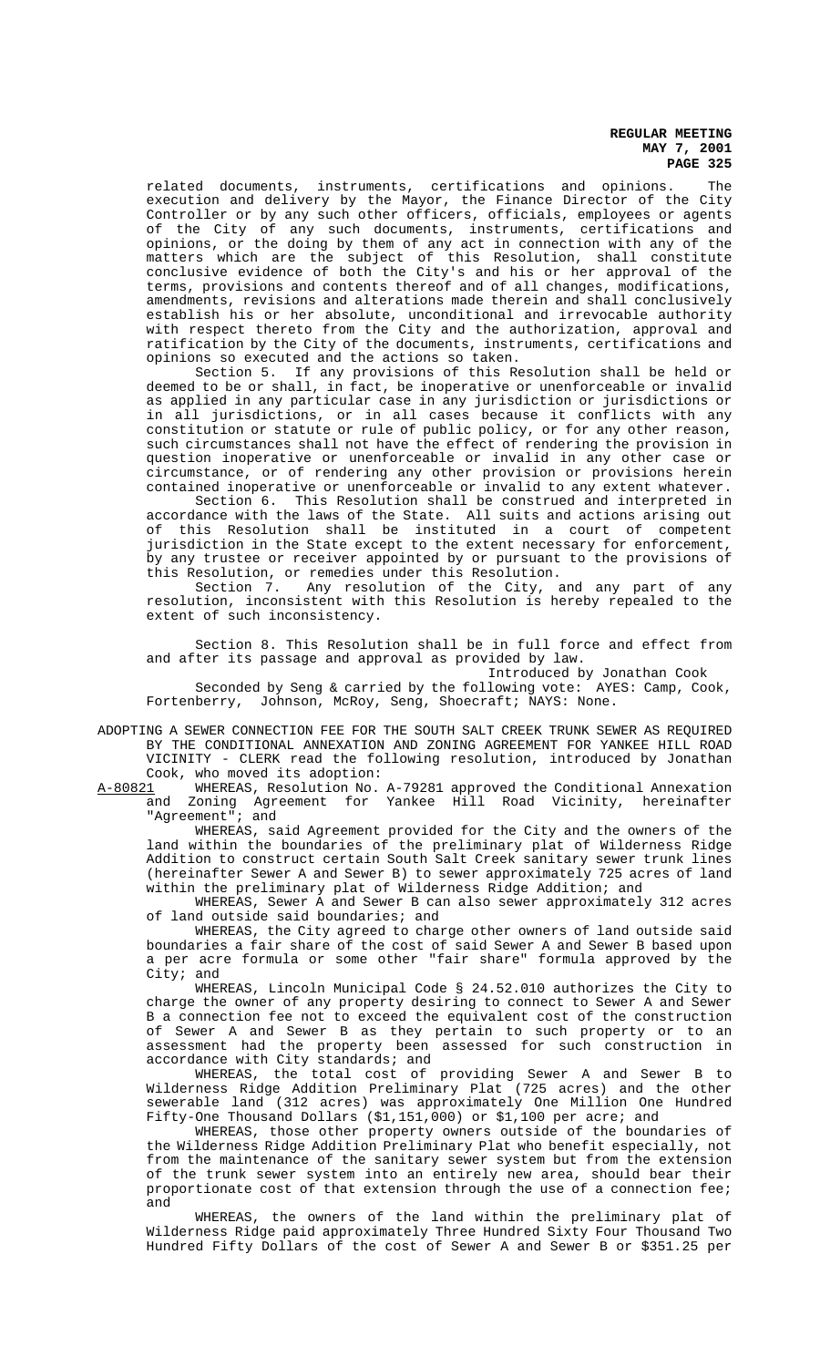related documents, instruments, certifications and opinions. The execution and delivery by the Mayor, the Finance Director of the City Controller or by any such other officers, officials, employees or agents of the City of any such documents, instruments, certifications and opinions, or the doing by them of any act in connection with any of the matters which are the subject of this Resolution, shall constitute conclusive evidence of both the City's and his or her approval of the terms, provisions and contents thereof and of all changes, modifications, amendments, revisions and alterations made therein and shall conclusively establish his or her absolute, unconditional and irrevocable authority with respect thereto from the City and the authorization, approval and ratification by the City of the documents, instruments, certifications and opinions so executed and the actions so taken.

Section 5. If any provisions of this Resolution shall be held or deemed to be or shall, in fact, be inoperative or unenforceable or invalid as applied in any particular case in any jurisdiction or jurisdictions or in all jurisdictions, or in all cases because it conflicts with any constitution or statute or rule of public policy, or for any other reason, such circumstances shall not have the effect of rendering the provision in question inoperative or unenforceable or invalid in any other case or circumstance, or of rendering any other provision or provisions herein contained inoperative or unenforceable or invalid to any extent whatever.

Section 6. This Resolution shall be construed and interpreted in accordance with the laws of the State. All suits and actions arising out of this Resolution shall be instituted in a court of competent jurisdiction in the State except to the extent necessary for enforcement, by any trustee or receiver appointed by or pursuant to the provisions of this Resolution, or remedies under this Resolution.

Section 7. Any resolution of the City, and any part of any resolution, inconsistent with this Resolution is hereby repealed to the extent of such inconsistency.

Section 8. This Resolution shall be in full force and effect from and after its passage and approval as provided by law.

Introduced by Jonathan Cook

Seconded by Seng & carried by the following vote: AYES: Camp, Cook, Fortenberry, Johnson, McRoy, Seng, Shoecraft; NAYS: None.

ADOPTING A SEWER CONNECTION FEE FOR THE SOUTH SALT CREEK TRUNK SEWER AS REQUIRED BY THE CONDITIONAL ANNEXATION AND ZONING AGREEMENT FOR YANKEE HILL ROAD VICINITY - CLERK read the following resolution, introduced by Jonathan Cook, who moved its adoption:

A-80821 WHEREAS, Resolution No. A-79281 approved the Conditional Annexation and Zoning Agreement for Yankee Hill Road Vicinity, hereinafter "Agreement"; and

WHEREAS, said Agreement provided for the City and the owners of the land within the boundaries of the preliminary plat of Wilderness Ridge Addition to construct certain South Salt Creek sanitary sewer trunk lines (hereinafter Sewer A and Sewer B) to sewer approximately 725 acres of land within the preliminary plat of Wilderness Ridge Addition; and

WHEREAS, Sewer A and Sewer B can also sewer approximately 312 acres of land outside said boundaries; and

WHEREAS, the City agreed to charge other owners of land outside said boundaries a fair share of the cost of said Sewer A and Sewer B based upon a per acre formula or some other "fair share" formula approved by the City; and

WHEREAS, Lincoln Municipal Code § 24.52.010 authorizes the City to charge the owner of any property desiring to connect to Sewer A and Sewer B a connection fee not to exceed the equivalent cost of the construction of Sewer A and Sewer B as they pertain to such property or to an assessment had the property been assessed for such construction in accordance with City standards; and

WHEREAS, the total cost of providing Sewer A and Sewer B to Wilderness Ridge Addition Preliminary Plat (725 acres) and the other sewerable land (312 acres) was approximately One Million One Hundred Fifty-One Thousand Dollars ($1,151,000) or $1,100 per acre; and

WHEREAS, those other property owners outside of the boundaries of the Wilderness Ridge Addition Preliminary Plat who benefit especially, not from the maintenance of the sanitary sewer system but from the extension of the trunk sewer system into an entirely new area, should bear their proportionate cost of that extension through the use of a connection fee; and

WHEREAS, the owners of the land within the preliminary plat of Wilderness Ridge paid approximately Three Hundred Sixty Four Thousand Two Hundred Fifty Dollars of the cost of Sewer A and Sewer B or $351.25 per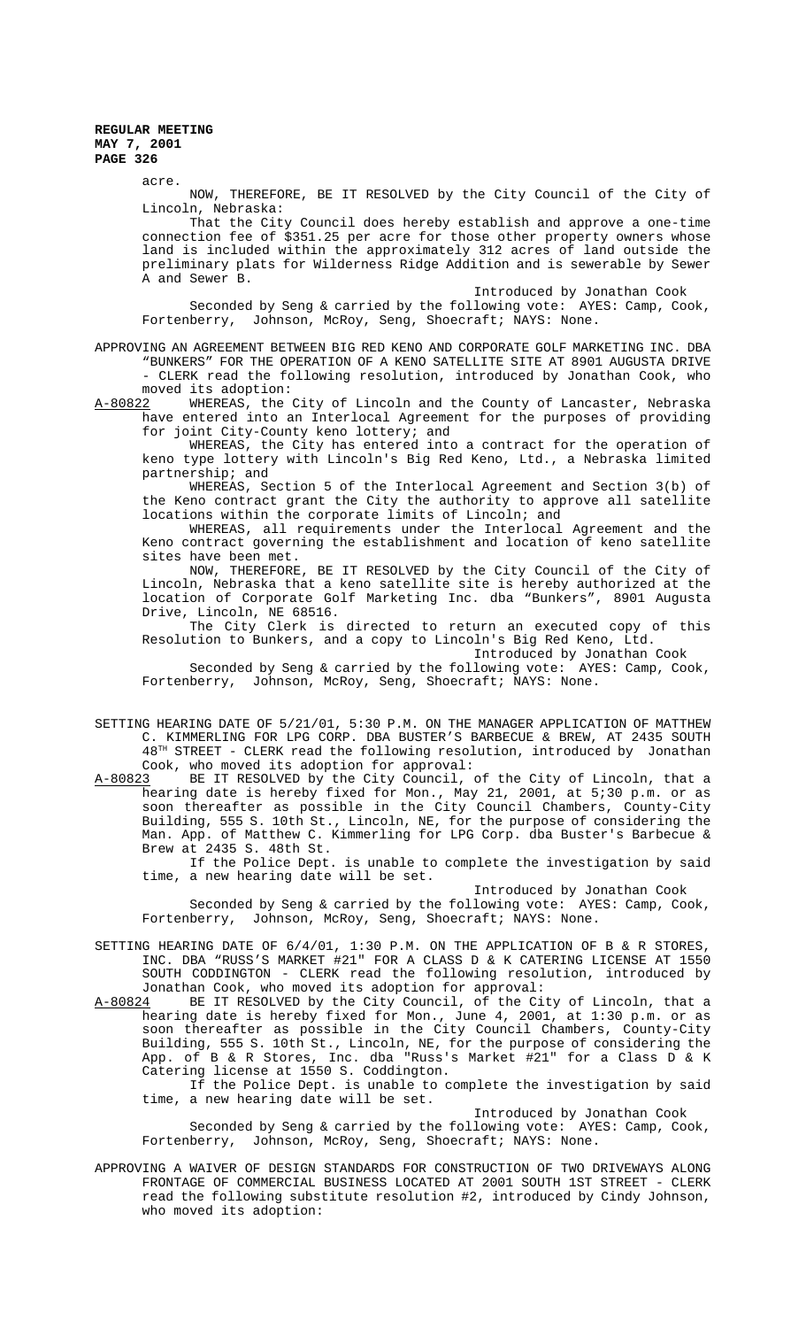acre.

NOW, THEREFORE, BE IT RESOLVED by the City Council of the City of Lincoln, Nebraska:

That the City Council does hereby establish and approve a one-time connection fee of $351.25 per acre for those other property owners whose land is included within the approximately 312 acres of land outside the preliminary plats for Wilderness Ridge Addition and is sewerable by Sewer A and Sewer B.

Introduced by Jonathan Cook

Seconded by Seng & carried by the following vote: AYES: Camp, Cook, Fortenberry, Johnson, McRoy, Seng, Shoecraft; NAYS: None.

APPROVING AN AGREEMENT BETWEEN BIG RED KENO AND CORPORATE GOLF MARKETING INC. DBA "BUNKERS" FOR THE OPERATION OF A KENO SATELLITE SITE AT 8901 AUGUSTA DRIVE - CLERK read the following resolution, introduced by Jonathan Cook, who moved its adoption:

A-80822 WHEREAS, the City of Lincoln and the County of Lancaster, Nebraska have entered into an Interlocal Agreement for the purposes of providing for joint City-County keno lottery; and

WHEREAS, the City has entered into a contract for the operation of keno type lottery with Lincoln's Big Red Keno, Ltd., a Nebraska limited partnership; and

WHEREAS, Section 5 of the Interlocal Agreement and Section 3(b) of the Keno contract grant the City the authority to approve all satellite locations within the corporate limits of Lincoln; and

WHEREAS, all requirements under the Interlocal Agreement and the Keno contract governing the establishment and location of keno satellite sites have been met.

NOW, THEREFORE, BE IT RESOLVED by the City Council of the City of Lincoln, Nebraska that a keno satellite site is hereby authorized at the location of Corporate Golf Marketing Inc. dba "Bunkers", 8901 Augusta Drive, Lincoln, NE 68516.

The City Clerk is directed to return an executed copy of this Resolution to Bunkers, and a copy to Lincoln's Big Red Keno, Ltd.

Introduced by Jonathan Cook

Seconded by Seng & carried by the following vote: AYES: Camp, Cook, Fortenberry, Johnson, McRoy, Seng, Shoecraft; NAYS: None.

SETTING HEARING DATE OF 5/21/01, 5:30 P.M. ON THE MANAGER APPLICATION OF MATTHEW C. KIMMERLING FOR LPG CORP. DBA BUSTER'S BARBECUE & BREW, AT 2435 SOUTH 48TH STREET - CLERK read the following resolution, introduced by Jonathan Cook, who moved its adoption for approval:

A-80823 BE IT RESOLVED by the City Council, of the City of Lincoln, that a hearing date is hereby fixed for Mon., May 21, 2001, at 5;30 p.m. or as soon thereafter as possible in the City Council Chambers, County-City Building, 555 S. 10th St., Lincoln, NE, for the purpose of considering the Man. App. of Matthew C. Kimmerling for LPG Corp. dba Buster's Barbecue & Brew at 2435 S. 48th St.

If the Police Dept. is unable to complete the investigation by said time, a new hearing date will be set.

Introduced by Jonathan Cook

Seconded by Seng & carried by the following vote: AYES: Camp, Cook, Fortenberry, Johnson, McRoy, Seng, Shoecraft; NAYS: None.

SETTING HEARING DATE OF 6/4/01, 1:30 P.M. ON THE APPLICATION OF B & R STORES, INC. DBA "RUSS'S MARKET #21" FOR A CLASS D & K CATERING LICENSE AT 1550 SOUTH CODDINGTON - CLERK read the following resolution, introduced by Jonathan Cook, who moved its adoption for approval:

A-80824 BE IT RESOLVED by the City Council, of the City of Lincoln, that a hearing date is hereby fixed for Mon., June 4, 2001, at 1:30 p.m. or as soon thereafter as possible in the City Council Chambers, County-City Building, 555 S. 10th St., Lincoln, NE, for the purpose of considering the App. of B & R Stores, Inc. dba "Russ's Market #21" for a Class D & K Catering license at 1550 S. Coddington.

If the Police Dept. is unable to complete the investigation by said time, a new hearing date will be set.

Introduced by Jonathan Cook

Seconded by Seng & carried by the following vote: AYES: Camp, Cook, Fortenberry, Johnson, McRoy, Seng, Shoecraft; NAYS: None.

APPROVING A WAIVER OF DESIGN STANDARDS FOR CONSTRUCTION OF TWO DRIVEWAYS ALONG FRONTAGE OF COMMERCIAL BUSINESS LOCATED AT 2001 SOUTH 1ST STREET - CLERK read the following substitute resolution #2, introduced by Cindy Johnson, who moved its adoption: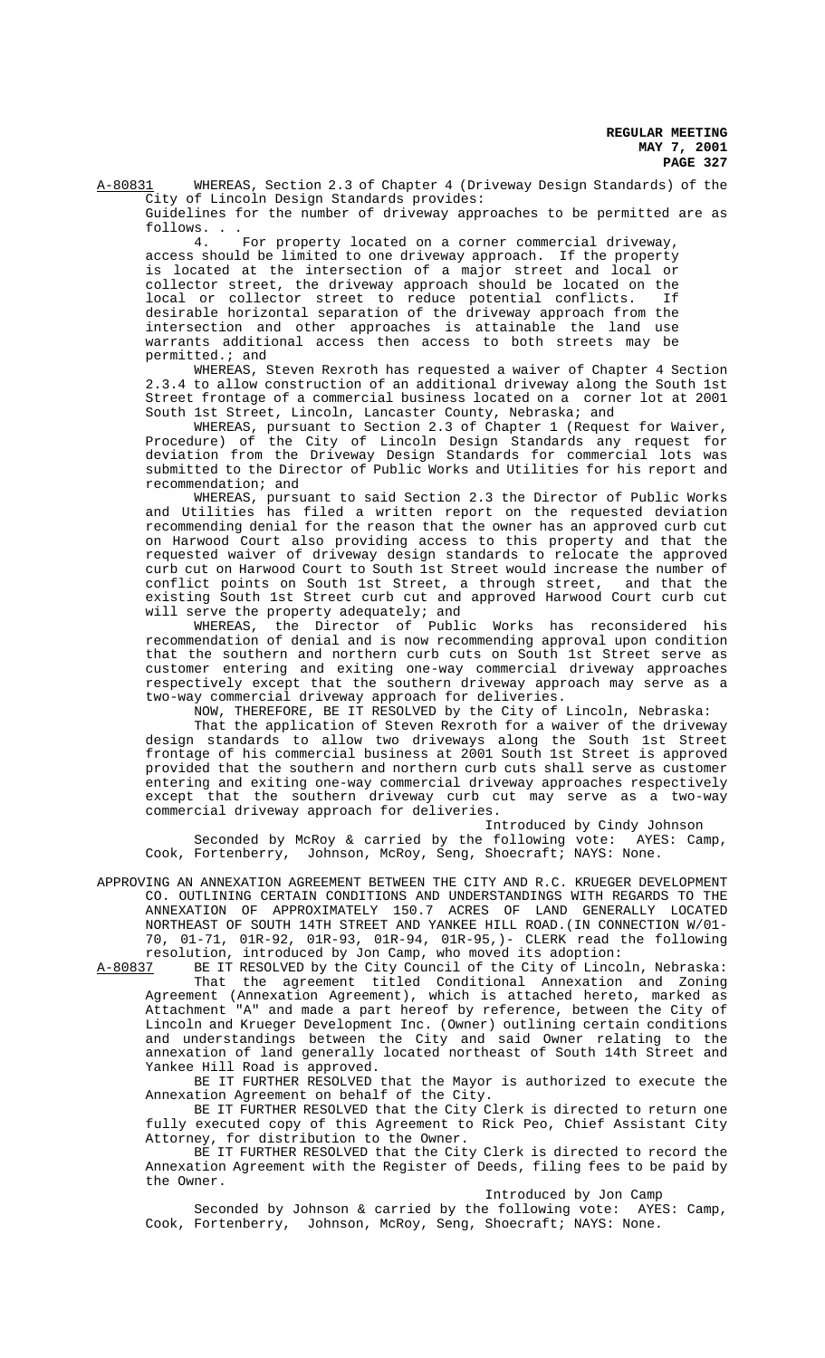A-80831 WHEREAS, Section 2.3 of Chapter 4 (Driveway Design Standards) of the City of Lincoln Design Standards provides:

Guidelines for the number of driveway approaches to be permitted are as follows. . .

4. For property located on a corner commercial driveway, access should be limited to one driveway approach. If the property is located at the intersection of a major street and local or collector street, the driveway approach should be located on the local or collector street to reduce potential conflicts. If desirable horizontal separation of the driveway approach from the intersection and other approaches is attainable the land use warrants additional access then access to both streets may be permitted.; and

WHEREAS, Steven Rexroth has requested a waiver of Chapter 4 Section 2.3.4 to allow construction of an additional driveway along the South 1st Street frontage of a commercial business located on a corner lot at 2001 South 1st Street, Lincoln, Lancaster County, Nebraska; and

WHEREAS, pursuant to Section 2.3 of Chapter 1 (Request for Waiver, Procedure) of the City of Lincoln Design Standards any request for deviation from the Driveway Design Standards for commercial lots was submitted to the Director of Public Works and Utilities for his report and recommendation; and

WHEREAS, pursuant to said Section 2.3 the Director of Public Works and Utilities has filed a written report on the requested deviation recommending denial for the reason that the owner has an approved curb cut on Harwood Court also providing access to this property and that the requested waiver of driveway design standards to relocate the approved curb cut on Harwood Court to South 1st Street would increase the number of conflict points on South 1st Street, a through street, and that the existing South 1st Street curb cut and approved Harwood Court curb cut will serve the property adequately; and

WHEREAS, the Director of Public Works has reconsidered his recommendation of denial and is now recommending approval upon condition that the southern and northern curb cuts on South 1st Street serve as customer entering and exiting one-way commercial driveway approaches respectively except that the southern driveway approach may serve as a two-way commercial driveway approach for deliveries.

NOW, THEREFORE, BE IT RESOLVED by the City of Lincoln, Nebraska:

That the application of Steven Rexroth for a waiver of the driveway design standards to allow two driveways along the South 1st Street frontage of his commercial business at 2001 South 1st Street is approved provided that the southern and northern curb cuts shall serve as customer entering and exiting one-way commercial driveway approaches respectively except that the southern driveway curb cut may serve as a two-way commercial driveway approach for deliveries.

Introduced by Cindy Johnson

Seconded by McRoy & carried by the following vote: AYES: Camp, Cook, Fortenberry, Johnson, McRoy, Seng, Shoecraft; NAYS: None.

APPROVING AN ANNEXATION AGREEMENT BETWEEN THE CITY AND R.C. KRUEGER DEVELOPMENT CO. OUTLINING CERTAIN CONDITIONS AND UNDERSTANDINGS WITH REGARDS TO THE ANNEXATION OF APPROXIMATELY 150.7 ACRES OF LAND GENERALLY LOCATED NORTHEAST OF SOUTH 14TH STREET AND YANKEE HILL ROAD.(IN CONNECTION W/01-70, 01-71, 01R-92, 01R-93, 01R-94, 01R-95,)- CLERK read the following resolution, introduced by Jon Camp, who moved its adoption:

A-80837 BE IT RESOLVED by the City Council of the City of Lincoln, Nebraska:

That the agreement titled Conditional Annexation and Zoning Agreement (Annexation Agreement), which is attached hereto, marked as Attachment "A" and made a part hereof by reference, between the City of Lincoln and Krueger Development Inc. (Owner) outlining certain conditions and understandings between the City and said Owner relating to the annexation of land generally located northeast of South 14th Street and Yankee Hill Road is approved.

BE IT FURTHER RESOLVED that the Mayor is authorized to execute the Annexation Agreement on behalf of the City.

BE IT FURTHER RESOLVED that the City Clerk is directed to return one fully executed copy of this Agreement to Rick Peo, Chief Assistant City Attorney, for distribution to the Owner.

BE IT FURTHER RESOLVED that the City Clerk is directed to record the Annexation Agreement with the Register of Deeds, filing fees to be paid by the Owner.

Introduced by Jon Camp

Seconded by Johnson & carried by the following vote: AYES: Camp, Cook, Fortenberry, Johnson, McRoy, Seng, Shoecraft; NAYS: None.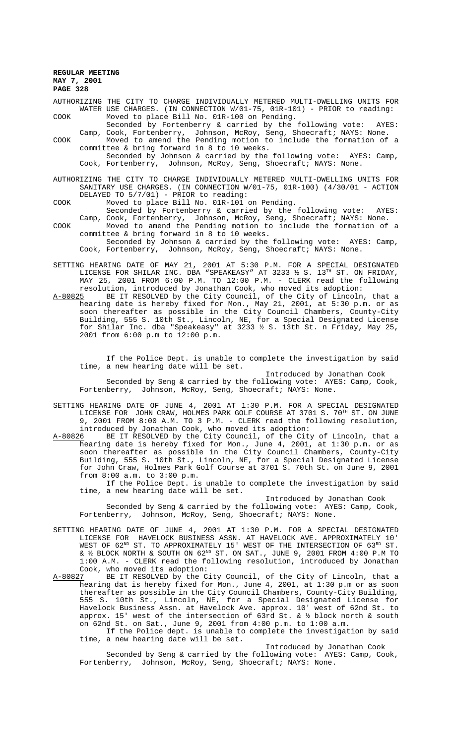AUTHORIZING THE CITY TO CHARGE INDIVIDUALLY METERED MULTI-DWELLING UNITS FOR WATER USE CHARGES. (IN CONNECTION W/01-75, 01R-101) - PRIOR to reading:

COOK Moved to place Bill No. 01R-100 on Pending.

Seconded by Fortenberry & carried by the following vote: AYES: Camp, Cook, Fortenberry, Johnson, McRoy, Seng, Shoecraft; NAYS: None.

COOK Moved to amend the Pending motion to include the formation of a committee & bring forward in 8 to 10 weeks.

Seconded by Johnson & carried by the following vote: AYES: Camp, Cook, Fortenberry, Johnson, McRoy, Seng, Shoecraft; NAYS: None.

AUTHORIZING THE CITY TO CHARGE INDIVIDUALLY METERED MULTI-DWELLING UNITS FOR SANITARY USE CHARGES. (IN CONNECTION W/01-75, 01R-100) (4/30/01 - ACTION DELAYED TO 5/7/01) - PRIOR to reading:

COOK Moved to place Bill No. 01R-101 on Pending.

Seconded by Fortenberry & carried by the following vote: AYES: Camp, Cook, Fortenberry, Johnson, McRoy, Seng, Shoecraft; NAYS: None.

COOK Moved to amend the Pending motion to include the formation of a committee & bring forward in 8 to 10 weeks.

Seconded by Johnson & carried by the following vote: AYES: Camp, Cook, Fortenberry, Johnson, McRoy, Seng, Shoecraft; NAYS: None.

SETTING HEARING DATE OF MAY 21, 2001 AT 5:30 P.M. FOR A SPECIAL DESIGNATED LICENSE FOR SHILAR INC. DBA "SPEAKEASY" AT 3233 ½ S. 13TH ST. ON FRIDAY, MAY 25, 2001 FROM 6:00 P.M. TO 12:00 P.M. - CLERK read the following resolution, introduced by Jonathan Cook, who moved its adoption:

A-80825 BE IT RESOLVED by the City Council, of the City of Lincoln, that a hearing date is hereby fixed for Mon., May 21, 2001, at 5:30 p.m. or as soon thereafter as possible in the City Council Chambers, County-City Building, 555 S. 10th St., Lincoln, NE, for a Special Designated License for Shilar Inc. dba "Speakeasy" at 3233 ½ S. 13th St. n Friday, May 25, 2001 from 6:00 p.m to 12:00 p.m.

If the Police Dept. is unable to complete the investigation by said time, a new hearing date will be set.

Introduced by Jonathan Cook

Seconded by Seng & carried by the following vote: AYES: Camp, Cook, Fortenberry, Johnson, McRoy, Seng, Shoecraft; NAYS: None.

SETTING HEARING DATE OF JUNE 4, 2001 AT 1:30 P.M. FOR A SPECIAL DESIGNATED LICENSE FOR JOHN CRAW, HOLMES PARK GOLF COURSE AT 3701 S. 70TH ST. ON JUNE 9, 2001 FROM 8:00 A.M. TO 3 P.M. - CLERK read the following resolution, introduced by Jonathan Cook, who moved its adoption:

A-80826 BE IT RESOLVED by the City Council, of the City of Lincoln, that a hearing date is hereby fixed for Mon., June 4, 2001, at 1:30 p.m. or as soon thereafter as possible in the City Council Chambers, County-City Building, 555 S. 10th St., Lincoln, NE, for a Special Designated License for John Craw, Holmes Park Golf Course at 3701 S. 70th St. on June 9, 2001 from 8:00 a.m. to 3:00 p.m.

If the Police Dept. is unable to complete the investigation by said time, a new hearing date will be set.

Introduced by Jonathan Cook

Seconded by Seng & carried by the following vote: AYES: Camp, Cook, Fortenberry, Johnson, McRoy, Seng, Shoecraft; NAYS: None.

SETTING HEARING DATE OF JUNE 4, 2001 AT 1:30 P.M. FOR A SPECIAL DESIGNATED LICENSE FOR HAVELOCK BUSINESS ASSN. AT HAVELOCK AVE. APPROXIMATELY 10' WEST OF 62ND ST. TO APPROXIMATELY 15' WEST OF THE INTERSECTION OF 63RD ST. & ½ BLOCK NORTH & SOUTH ON 62ND ST. ON SAT., JUNE 9, 2001 FROM 4:00 P.M TO 1:00 A.M. - CLERK read the following resolution, introduced by Jonathan Cook, who moved its adoption:

A-80827 BE IT RESOLVED by the City Council, of the City of Lincoln, that a hearing dat is hereby fixed for Mon., June 4, 2001, at 1:30 p.m or as soon thereafter as possible in the City Council Chambers, County-City Building, 555 S. 10th St., Lincoln, NE, for a Special Designated License for Havelock Business Assn. at Havelock Ave. approx. 10' west of 62nd St. to approx. 15' west of the intersection of 63rd St. & ½ block north & south on 62nd St. on Sat., June 9, 2001 from 4:00 p.m. to 1:00 a.m.

If the Police dept. is unable to complete the investigation by said time, a new hearing date will be set.

Introduced by Jonathan Cook

Seconded by Seng & carried by the following vote: AYES: Camp, Cook, Fortenberry, Johnson, McRoy, Seng, Shoecraft; NAYS: None.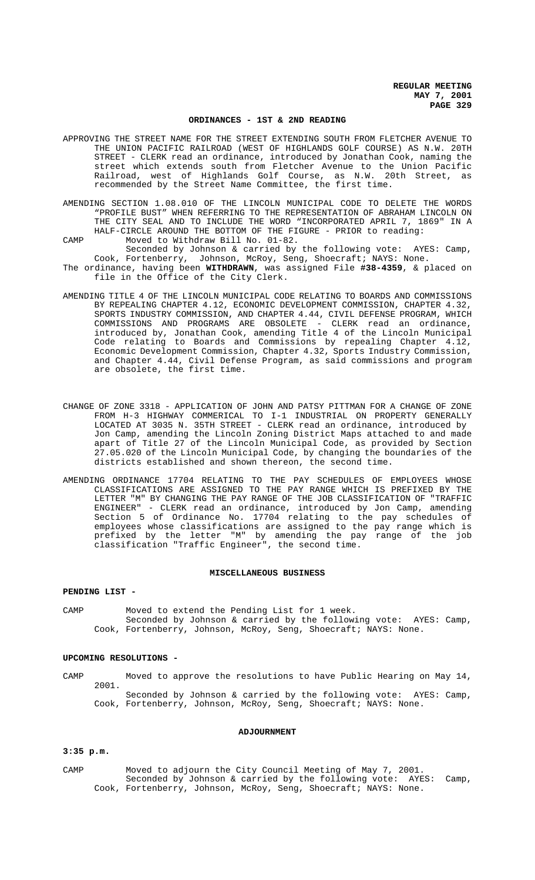### ORDINANCES - 1ST & 2ND READING

APPROVING THE STREET NAME FOR THE STREET EXTENDING SOUTH FROM FLETCHER AVENUE TO THE UNION PACIFIC RAILROAD (WEST OF HIGHLANDS GOLF COURSE) AS N.W. 20TH STREET - CLERK read an ordinance, introduced by Jonathan Cook, naming the street which extends south from Fletcher Avenue to the Union Pacific Railroad, west of Highlands Golf Course, as N.W. 20th Street, as recommended by the Street Name Committee, the first time.

AMENDING SECTION 1.08.010 OF THE LINCOLN MUNICIPAL CODE TO DELETE THE WORDS "PROFILE BUST" WHEN REFERRING TO THE REPRESENTATION OF ABRAHAM LINCOLN ON THE CITY SEAL AND TO INCLUDE THE WORD "INCORPORATED APRIL 7, 1869" IN A HALF-CIRCLE AROUND THE BOTTOM OF THE FIGURE - PRIOR to reading:

CAMP Moved to Withdraw Bill No. 01-82.
Seconded by Johnson & carried by the following vote: AYES: Camp, Cook, Fortenberry, Johnson, McRoy, Seng, Shoecraft; NAYS: None.

The ordinance, having been **WITHDRAWN**, was assigned File **#38-4359**, & placed on file in the Office of the City Clerk.

AMENDING TITLE 4 OF THE LINCOLN MUNICIPAL CODE RELATING TO BOARDS AND COMMISSIONS BY REPEALING CHAPTER 4.12, ECONOMIC DEVELOPMENT COMMISSION, CHAPTER 4.32, SPORTS INDUSTRY COMMISSION, AND CHAPTER 4.44, CIVIL DEFENSE PROGRAM, WHICH COMMISSIONS AND PROGRAMS ARE OBSOLETE - CLERK read an ordinance, introduced by, Jonathan Cook, amending Title 4 of the Lincoln Municipal Code relating to Boards and Commissions by repealing Chapter 4.12, Economic Development Commission, Chapter 4.32, Sports Industry Commission, and Chapter 4.44, Civil Defense Program, as said commissions and program are obsolete, the first time.

CHANGE OF ZONE 3318 - APPLICATION OF JOHN AND PATSY PITTMAN FOR A CHANGE OF ZONE FROM H-3 HIGHWAY COMMERICAL TO I-1 INDUSTRIAL ON PROPERTY GENERALLY LOCATED AT 3035 N. 35TH STREET - CLERK read an ordinance, introduced by Jon Camp, amending the Lincoln Zoning District Maps attached to and made apart of Title 27 of the Lincoln Municipal Code, as provided by Section 27.05.020 of the Lincoln Municipal Code, by changing the boundaries of the districts established and shown thereon, the second time.

AMENDING ORDINANCE 17704 RELATING TO THE PAY SCHEDULES OF EMPLOYEES WHOSE CLASSIFICATIONS ARE ASSIGNED TO THE PAY RANGE WHICH IS PREFIXED BY THE LETTER "M" BY CHANGING THE PAY RANGE OF THE JOB CLASSIFICATION OF "TRAFFIC ENGINEER" - CLERK read an ordinance, introduced by Jon Camp, amending Section 5 of Ordinance No. 17704 relating to the pay schedules of employees whose classifications are assigned to the pay range which is prefixed by the letter "M" by amending the pay range of the job classification "Traffic Engineer", the second time.

### MISCELLANEOUS BUSINESS

**PENDING LIST -**

CAMP Moved to extend the Pending List for 1 week.
Seconded by Johnson & carried by the following vote: AYES: Camp, Cook, Fortenberry, Johnson, McRoy, Seng, Shoecraft; NAYS: None.

**UPCOMING RESOLUTIONS -**

CAMP Moved to approve the resolutions to have Public Hearing on May 14, 2001.
Seconded by Johnson & carried by the following vote: AYES: Camp, Cook, Fortenberry, Johnson, McRoy, Seng, Shoecraft; NAYS: None.

### ADJOURNMENT

**3:35 p.m.**

CAMP Moved to adjourn the City Council Meeting of May 7, 2001.
Seconded by Johnson & carried by the following vote: AYES: Camp, Cook, Fortenberry, Johnson, McRoy, Seng, Shoecraft; NAYS: None.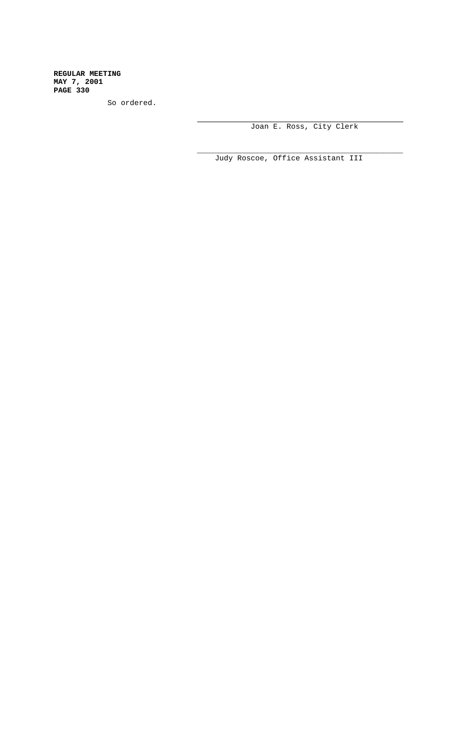So ordered.

\_\_\_\_\_\_\_\_\_\_\_\_\_\_\_\_\_\_\_\_\_\_\_\_\_\_\_\_\_\_\_\_\_\_\_\_\_\_\_\_\_\_\_\_

Joan E. Ross, City Clerk

\_\_\_\_\_\_\_\_\_\_\_\_\_\_\_\_\_\_\_\_\_\_\_\_\_\_\_\_\_\_\_\_\_\_\_\_\_\_\_\_\_\_\_\_

Judy Roscoe, Office Assistant III